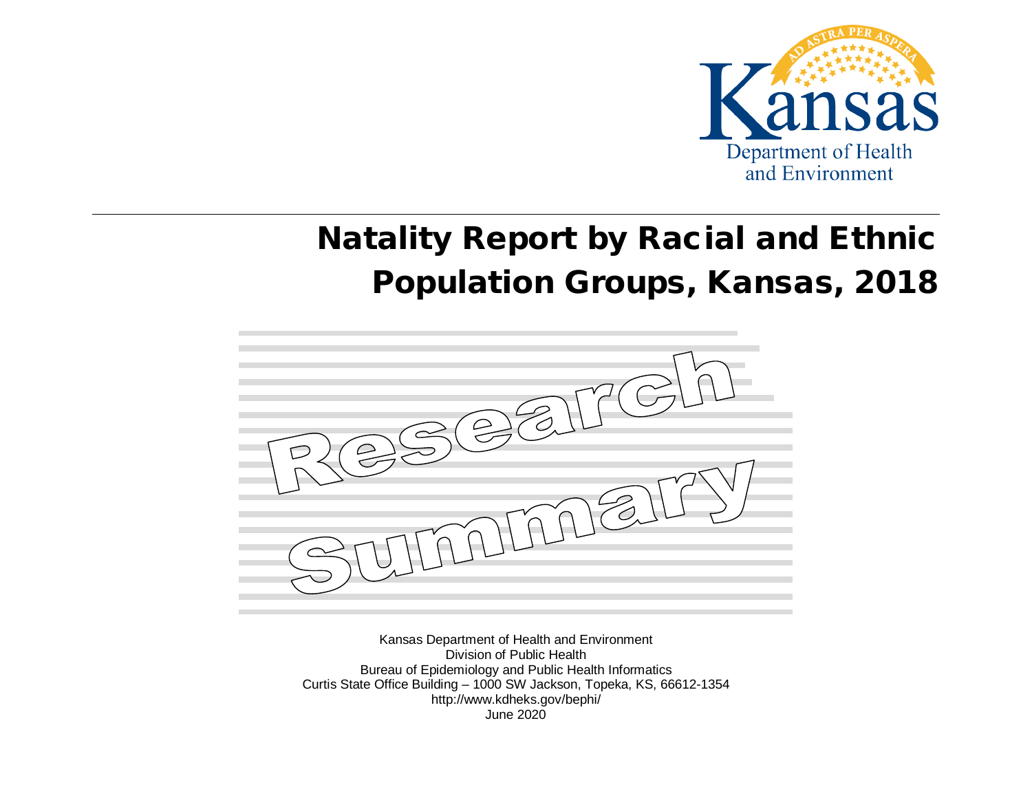# Natality Report by Racial and Ethnic Population Groups, Kansas, 2018

Research Summary

Kansas Department of Health and Environment
Division of Public Health
Bureau of Epidemiology and Public Health Informatics
Curtis State Office Building – 1000 SW Jackson, Topeka, KS, 66612-1354
http://www.kdheks.gov/bephi/
June 2020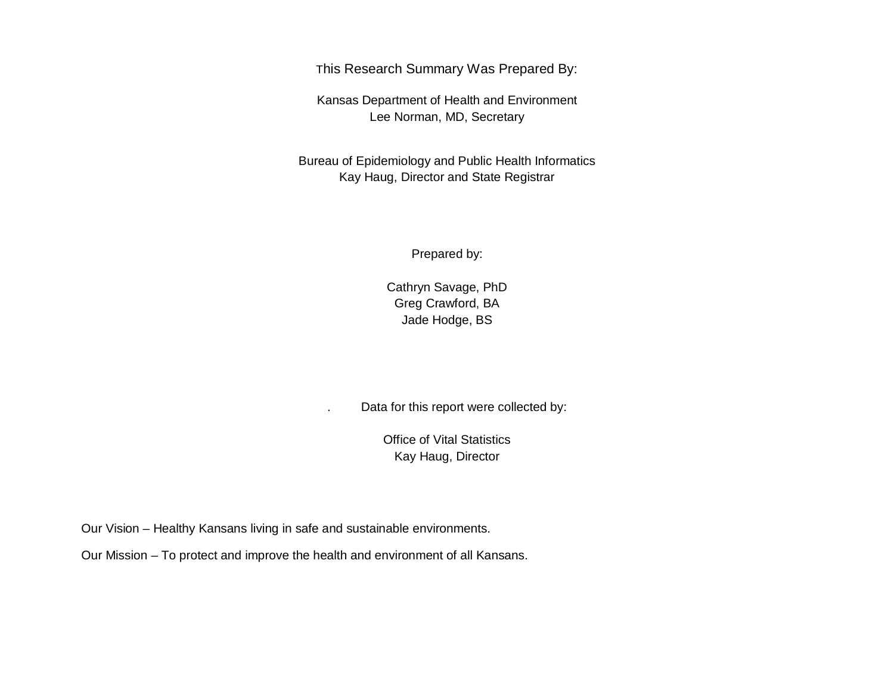This Research Summary Was Prepared By:

Kansas Department of Health and Environment
Lee Norman, MD, Secretary

Bureau of Epidemiology and Public Health Informatics
Kay Haug, Director and State Registrar

Prepared by:

Cathryn Savage, PhD
Greg Crawford, BA
Jade Hodge, BS

. Data for this report were collected by:

Office of Vital Statistics
Kay Haug, Director

Our Vision – Healthy Kansans living in safe and sustainable environments.

Our Mission – To protect and improve the health and environment of all Kansans.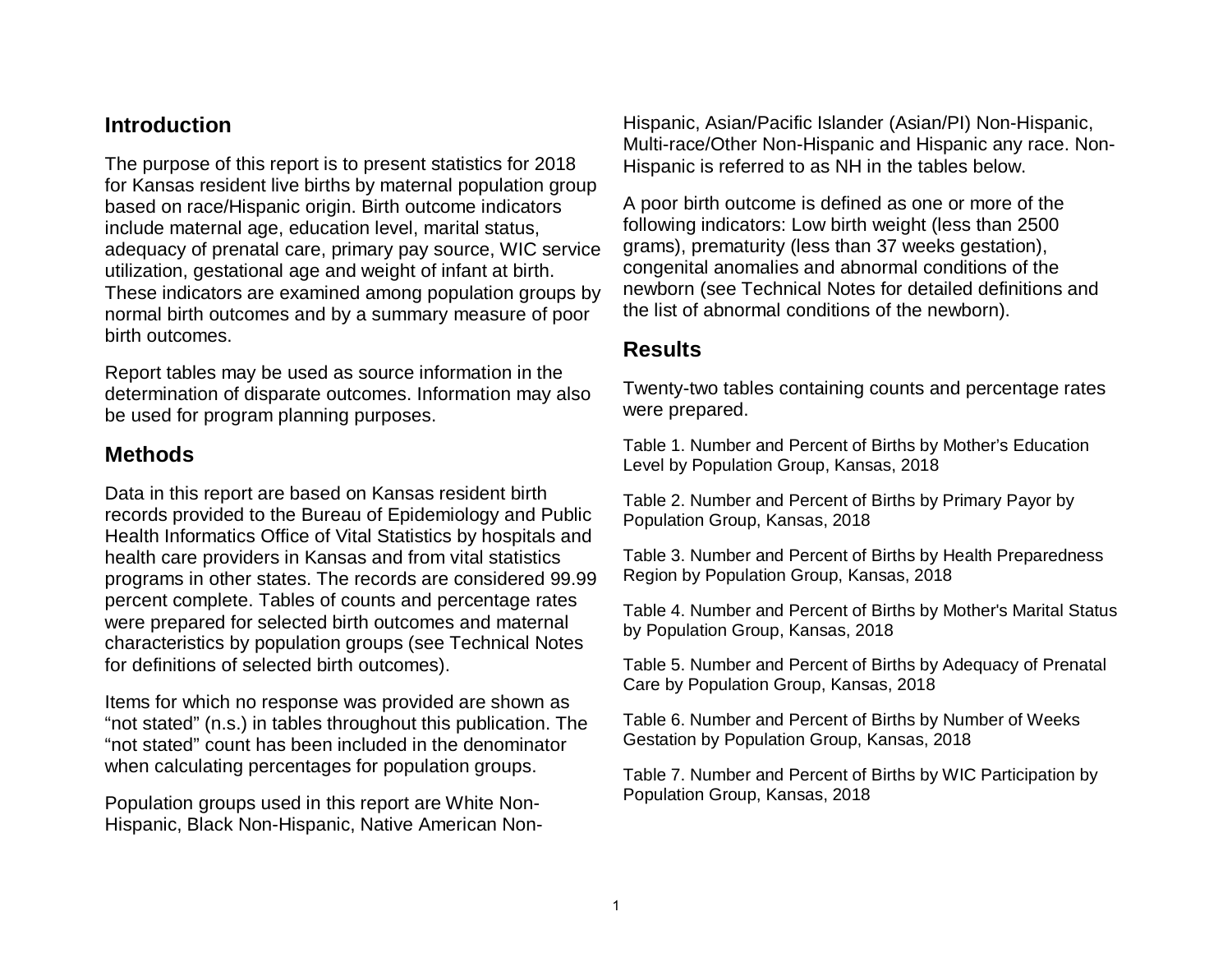## Introduction

The purpose of this report is to present statistics for 2018 for Kansas resident live births by maternal population group based on race/Hispanic origin. Birth outcome indicators include maternal age, education level, marital status, adequacy of prenatal care, primary pay source, WIC service utilization, gestational age and weight of infant at birth. These indicators are examined among population groups by normal birth outcomes and by a summary measure of poor birth outcomes.

Report tables may be used as source information in the determination of disparate outcomes. Information may also be used for program planning purposes.

## Methods

Data in this report are based on Kansas resident birth records provided to the Bureau of Epidemiology and Public Health Informatics Office of Vital Statistics by hospitals and health care providers in Kansas and from vital statistics programs in other states. The records are considered 99.99 percent complete. Tables of counts and percentage rates were prepared for selected birth outcomes and maternal characteristics by population groups (see Technical Notes for definitions of selected birth outcomes).

Items for which no response was provided are shown as "not stated" (n.s.) in tables throughout this publication. The "not stated" count has been included in the denominator when calculating percentages for population groups.

Population groups used in this report are White Non-Hispanic, Black Non-Hispanic, Native American Non-Hispanic, Asian/Pacific Islander (Asian/PI) Non-Hispanic, Multi-race/Other Non-Hispanic and Hispanic any race. Non-Hispanic is referred to as NH in the tables below.

A poor birth outcome is defined as one or more of the following indicators: Low birth weight (less than 2500 grams), prematurity (less than 37 weeks gestation), congenital anomalies and abnormal conditions of the newborn (see Technical Notes for detailed definitions and the list of abnormal conditions of the newborn).

## Results

Twenty-two tables containing counts and percentage rates were prepared.

Table 1. Number and Percent of Births by Mother's Education Level by Population Group, Kansas, 2018

Table 2. Number and Percent of Births by Primary Payor by Population Group, Kansas, 2018

Table 3. Number and Percent of Births by Health Preparedness Region by Population Group, Kansas, 2018

Table 4. Number and Percent of Births by Mother's Marital Status by Population Group, Kansas, 2018

Table 5. Number and Percent of Births by Adequacy of Prenatal Care by Population Group, Kansas, 2018

Table 6. Number and Percent of Births by Number of Weeks Gestation by Population Group, Kansas, 2018

Table 7. Number and Percent of Births by WIC Participation by Population Group, Kansas, 2018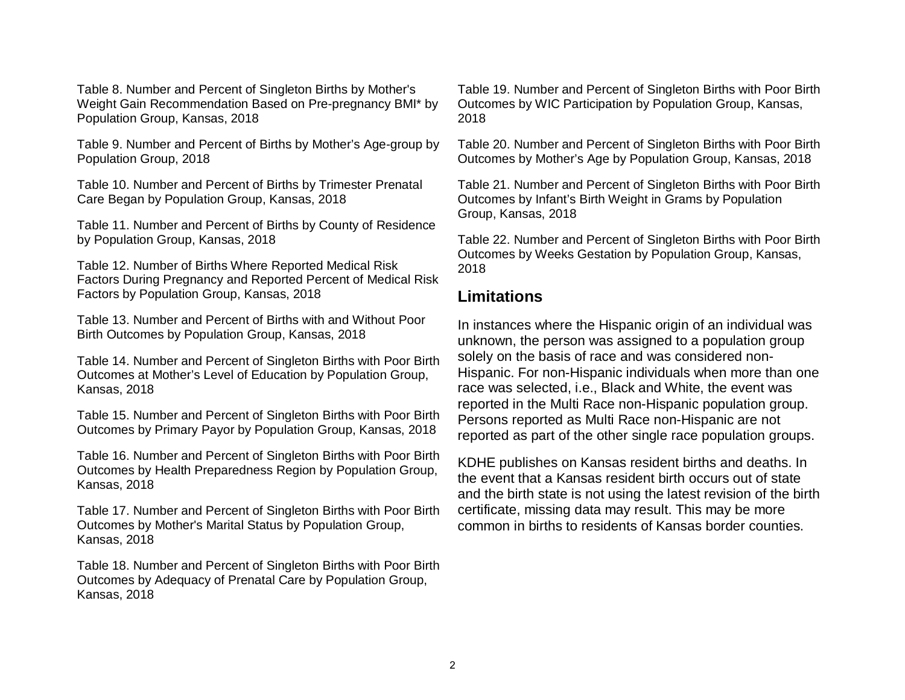Table 8. Number and Percent of Singleton Births by Mother's Weight Gain Recommendation Based on Pre-pregnancy BMI* by Population Group, Kansas, 2018

Table 9. Number and Percent of Births by Mother's Age-group by Population Group, 2018

Table 10. Number and Percent of Births by Trimester Prenatal Care Began by Population Group, Kansas, 2018

Table 11. Number and Percent of Births by County of Residence by Population Group, Kansas, 2018

Table 12. Number of Births Where Reported Medical Risk Factors During Pregnancy and Reported Percent of Medical Risk Factors by Population Group, Kansas, 2018

Table 13. Number and Percent of Births with and Without Poor Birth Outcomes by Population Group, Kansas, 2018

Table 14. Number and Percent of Singleton Births with Poor Birth Outcomes at Mother's Level of Education by Population Group, Kansas, 2018

Table 15. Number and Percent of Singleton Births with Poor Birth Outcomes by Primary Payor by Population Group, Kansas, 2018

Table 16. Number and Percent of Singleton Births with Poor Birth Outcomes by Health Preparedness Region by Population Group, Kansas, 2018

Table 17. Number and Percent of Singleton Births with Poor Birth Outcomes by Mother's Marital Status by Population Group, Kansas, 2018

Table 18. Number and Percent of Singleton Births with Poor Birth Outcomes by Adequacy of Prenatal Care by Population Group, Kansas, 2018

Table 19. Number and Percent of Singleton Births with Poor Birth Outcomes by WIC Participation by Population Group, Kansas, 2018

Table 20. Number and Percent of Singleton Births with Poor Birth Outcomes by Mother's Age by Population Group, Kansas, 2018

Table 21. Number and Percent of Singleton Births with Poor Birth Outcomes by Infant's Birth Weight in Grams by Population Group, Kansas, 2018

Table 22. Number and Percent of Singleton Births with Poor Birth Outcomes by Weeks Gestation by Population Group, Kansas, 2018

## Limitations

In instances where the Hispanic origin of an individual was unknown, the person was assigned to a population group solely on the basis of race and was considered non-Hispanic. For non-Hispanic individuals when more than one race was selected, i.e., Black and White, the event was reported in the Multi Race non-Hispanic population group. Persons reported as Multi Race non-Hispanic are not reported as part of the other single race population groups.

KDHE publishes on Kansas resident births and deaths. In the event that a Kansas resident birth occurs out of state and the birth state is not using the latest revision of the birth certificate, missing data may result. This may be more common in births to residents of Kansas border counties.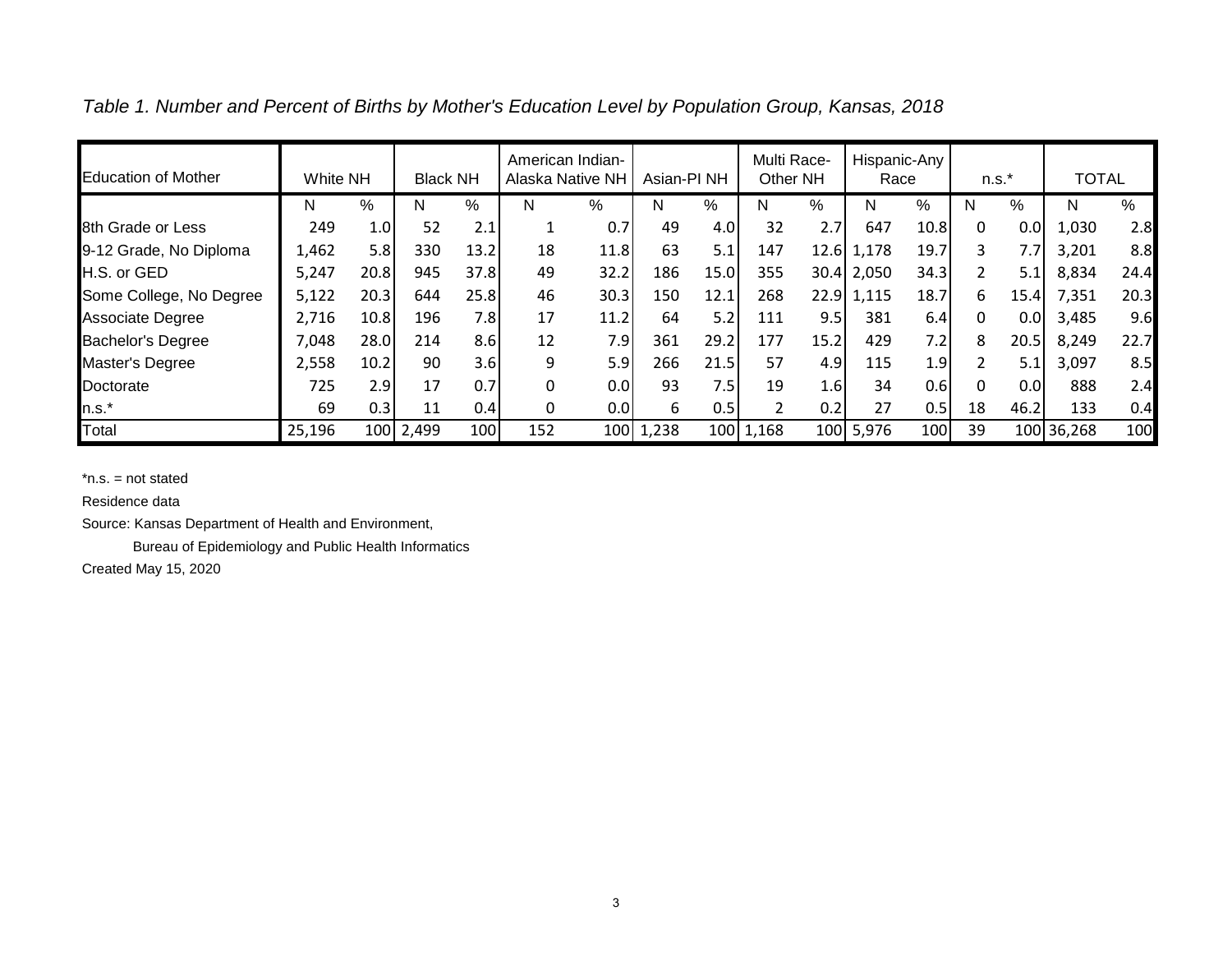*Table 1. Number and Percent of Births by Mother's Education Level by Population Group, Kansas, 2018*

| Education of Mother | White NH | | Black NH | | American Indian-Alaska Native NH | | Asian-PI NH | | Multi Race-Other NH | | Hispanic-Any Race | | n.s.* | | TOTAL | |
|---|---|---|---|---|---|---|---|---|---|---|---|---|---|---|---|---|
| | N | % | N | % | N | % | N | % | N | % | N | % | N | % | N | % |
| 8th Grade or Less | 249 | 1.0 | 52 | 2.1 | 1 | 0.7 | 49 | 4.0 | 32 | 2.7 | 647 | 10.8 | 0 | 0.0 | 1,030 | 2.8 |
| 9-12 Grade, No Diploma | 1,462 | 5.8 | 330 | 13.2 | 18 | 11.8 | 63 | 5.1 | 147 | 12.6 | 1,178 | 19.7 | 3 | 7.7 | 3,201 | 8.8 |
| H.S. or GED | 5,247 | 20.8 | 945 | 37.8 | 49 | 32.2 | 186 | 15.0 | 355 | 30.4 | 2,050 | 34.3 | 2 | 5.1 | 8,834 | 24.4 |
| Some College, No Degree | 5,122 | 20.3 | 644 | 25.8 | 46 | 30.3 | 150 | 12.1 | 268 | 22.9 | 1,115 | 18.7 | 6 | 15.4 | 7,351 | 20.3 |
| Associate Degree | 2,716 | 10.8 | 196 | 7.8 | 17 | 11.2 | 64 | 5.2 | 111 | 9.5 | 381 | 6.4 | 0 | 0.0 | 3,485 | 9.6 |
| Bachelor's Degree | 7,048 | 28.0 | 214 | 8.6 | 12 | 7.9 | 361 | 29.2 | 177 | 15.2 | 429 | 7.2 | 8 | 20.5 | 8,249 | 22.7 |
| Master's Degree | 2,558 | 10.2 | 90 | 3.6 | 9 | 5.9 | 266 | 21.5 | 57 | 4.9 | 115 | 1.9 | 2 | 5.1 | 3,097 | 8.5 |
| Doctorate | 725 | 2.9 | 17 | 0.7 | 0 | 0.0 | 93 | 7.5 | 19 | 1.6 | 34 | 0.6 | 0 | 0.0 | 888 | 2.4 |
| n.s.* | 69 | 0.3 | 11 | 0.4 | 0 | 0.0 | 6 | 0.5 | 2 | 0.2 | 27 | 0.5 | 18 | 46.2 | 133 | 0.4 |
| Total | 25,196 | 100 | 2,499 | 100 | 152 | 100 | 1,238 | 100 | 1,168 | 100 | 5,976 | 100 | 39 | 100 | 36,268 | 100 |

*n.s. = not stated

Residence data

Source: Kansas Department of Health and Environment,

Bureau of Epidemiology and Public Health Informatics

Created May 15, 2020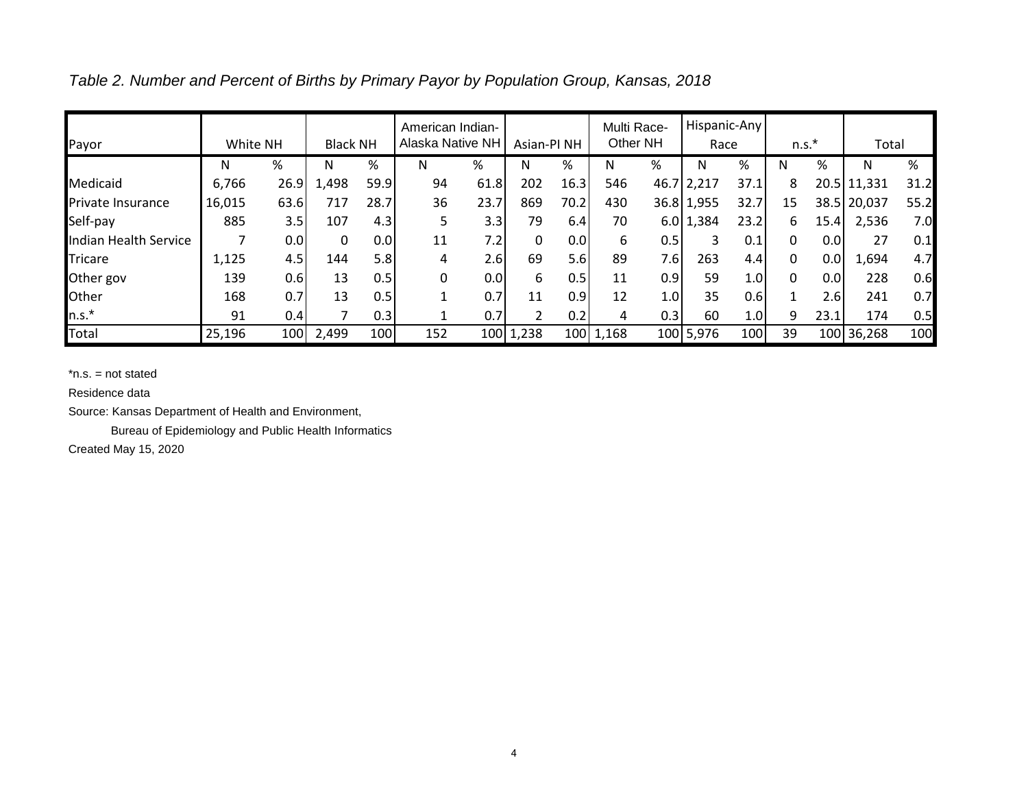*Table 2. Number and Percent of Births by Primary Payor by Population Group, Kansas, 2018*

| Payor | White NH | | Black NH | | American Indian-Alaska Native NH | | Asian-PI NH | | Multi Race-Other NH | | Hispanic-Any Race | | n.s.* | | Total | |
|---|---|---|---|---|---|---|---|---|---|---|---|---|---|---|---|---|
| | N | % | N | % | N | % | N | % | N | % | N | % | N | % | N | % |
| Medicaid | 6,766 | 26.9 | 1,498 | 59.9 | 94 | 61.8 | 202 | 16.3 | 546 | 46.7 | 2,217 | 37.1 | 8 | 20.5 | 11,331 | 31.2 |
| Private Insurance | 16,015 | 63.6 | 717 | 28.7 | 36 | 23.7 | 869 | 70.2 | 430 | 36.8 | 1,955 | 32.7 | 15 | 38.5 | 20,037 | 55.2 |
| Self-pay | 885 | 3.5 | 107 | 4.3 | 5 | 3.3 | 79 | 6.4 | 70 | 6.0 | 1,384 | 23.2 | 6 | 15.4 | 2,536 | 7.0 |
| Indian Health Service | 7 | 0.0 | 0 | 0.0 | 11 | 7.2 | 0 | 0.0 | 6 | 0.5 | 3 | 0.1 | 0 | 0.0 | 27 | 0.1 |
| Tricare | 1,125 | 4.5 | 144 | 5.8 | 4 | 2.6 | 69 | 5.6 | 89 | 7.6 | 263 | 4.4 | 0 | 0.0 | 1,694 | 4.7 |
| Other gov | 139 | 0.6 | 13 | 0.5 | 0 | 0.0 | 6 | 0.5 | 11 | 0.9 | 59 | 1.0 | 0 | 0.0 | 228 | 0.6 |
| Other | 168 | 0.7 | 13 | 0.5 | 1 | 0.7 | 11 | 0.9 | 12 | 1.0 | 35 | 0.6 | 1 | 2.6 | 241 | 0.7 |
| n.s.* | 91 | 0.4 | 7 | 0.3 | 1 | 0.7 | 2 | 0.2 | 4 | 0.3 | 60 | 1.0 | 9 | 23.1 | 174 | 0.5 |
| Total | 25,196 | 100 | 2,499 | 100 | 152 | 100 | 1,238 | 100 | 1,168 | 100 | 5,976 | 100 | 39 | 100 | 36,268 | 100 |

*n.s. = not stated

Residence data

Source: Kansas Department of Health and Environment,

Bureau of Epidemiology and Public Health Informatics

Created May 15, 2020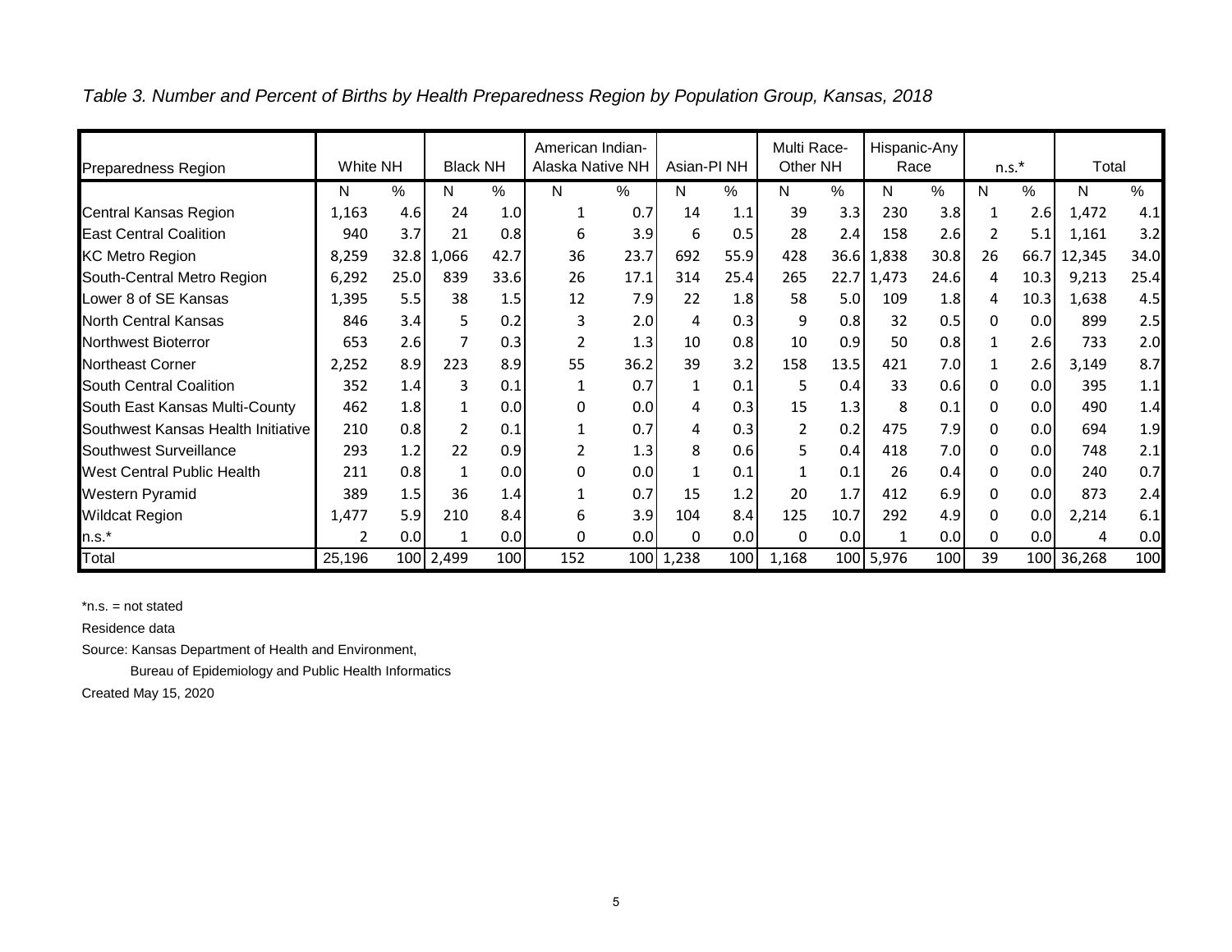*Table 3. Number and Percent of Births by Health Preparedness Region by Population Group, Kansas, 2018*

| Preparedness Region | White NH | | Black NH | | American Indian-Alaska Native NH | | Asian-PI NH | | Multi Race-Other NH | | Hispanic-Any Race | | n.s.* | | Total | |
|---|---|---|---|---|---|---|---|---|---|---|---|---|---|---|---|---|
| | N | % | N | % | N | % | N | % | N | % | N | % | N | % | N | % |
| Central Kansas Region | 1,163 | 4.6 | 24 | 1.0 | 1 | 0.7 | 14 | 1.1 | 39 | 3.3 | 230 | 3.8 | 1 | 2.6 | 1,472 | 4.1 |
| East Central Coalition | 940 | 3.7 | 21 | 0.8 | 6 | 3.9 | 6 | 0.5 | 28 | 2.4 | 158 | 2.6 | 2 | 5.1 | 1,161 | 3.2 |
| KC Metro Region | 8,259 | 32.8 | 1,066 | 42.7 | 36 | 23.7 | 692 | 55.9 | 428 | 36.6 | 1,838 | 30.8 | 26 | 66.7 | 12,345 | 34.0 |
| South-Central Metro Region | 6,292 | 25.0 | 839 | 33.6 | 26 | 17.1 | 314 | 25.4 | 265 | 22.7 | 1,473 | 24.6 | 4 | 10.3 | 9,213 | 25.4 |
| Lower 8 of SE Kansas | 1,395 | 5.5 | 38 | 1.5 | 12 | 7.9 | 22 | 1.8 | 58 | 5.0 | 109 | 1.8 | 4 | 10.3 | 1,638 | 4.5 |
| North Central Kansas | 846 | 3.4 | 5 | 0.2 | 3 | 2.0 | 4 | 0.3 | 9 | 0.8 | 32 | 0.5 | 0 | 0.0 | 899 | 2.5 |
| Northwest Bioterror | 653 | 2.6 | 7 | 0.3 | 2 | 1.3 | 10 | 0.8 | 10 | 0.9 | 50 | 0.8 | 1 | 2.6 | 733 | 2.0 |
| Northeast Corner | 2,252 | 8.9 | 223 | 8.9 | 55 | 36.2 | 39 | 3.2 | 158 | 13.5 | 421 | 7.0 | 1 | 2.6 | 3,149 | 8.7 |
| South Central Coalition | 352 | 1.4 | 3 | 0.1 | 1 | 0.7 | 1 | 0.1 | 5 | 0.4 | 33 | 0.6 | 0 | 0.0 | 395 | 1.1 |
| South East Kansas Multi-County | 462 | 1.8 | 1 | 0.0 | 0 | 0.0 | 4 | 0.3 | 15 | 1.3 | 8 | 0.1 | 0 | 0.0 | 490 | 1.4 |
| Southwest Kansas Health Initiative | 210 | 0.8 | 2 | 0.1 | 1 | 0.7 | 4 | 0.3 | 2 | 0.2 | 475 | 7.9 | 0 | 0.0 | 694 | 1.9 |
| Southwest Surveillance | 293 | 1.2 | 22 | 0.9 | 2 | 1.3 | 8 | 0.6 | 5 | 0.4 | 418 | 7.0 | 0 | 0.0 | 748 | 2.1 |
| West Central Public Health | 211 | 0.8 | 1 | 0.0 | 0 | 0.0 | 1 | 0.1 | 1 | 0.1 | 26 | 0.4 | 0 | 0.0 | 240 | 0.7 |
| Western Pyramid | 389 | 1.5 | 36 | 1.4 | 1 | 0.7 | 15 | 1.2 | 20 | 1.7 | 412 | 6.9 | 0 | 0.0 | 873 | 2.4 |
| Wildcat Region | 1,477 | 5.9 | 210 | 8.4 | 6 | 3.9 | 104 | 8.4 | 125 | 10.7 | 292 | 4.9 | 0 | 0.0 | 2,214 | 6.1 |
| n.s.* | 2 | 0.0 | 1 | 0.0 | 0 | 0.0 | 0 | 0.0 | 0 | 0.0 | 1 | 0.0 | 0 | 0.0 | 4 | 0.0 |
| Total | 25,196 | 100 | 2,499 | 100 | 152 | 100 | 1,238 | 100 | 1,168 | 100 | 5,976 | 100 | 39 | 100 | 36,268 | 100 |

*n.s. = not stated

Residence data

Source: Kansas Department of Health and Environment,

Bureau of Epidemiology and Public Health Informatics

Created May 15, 2020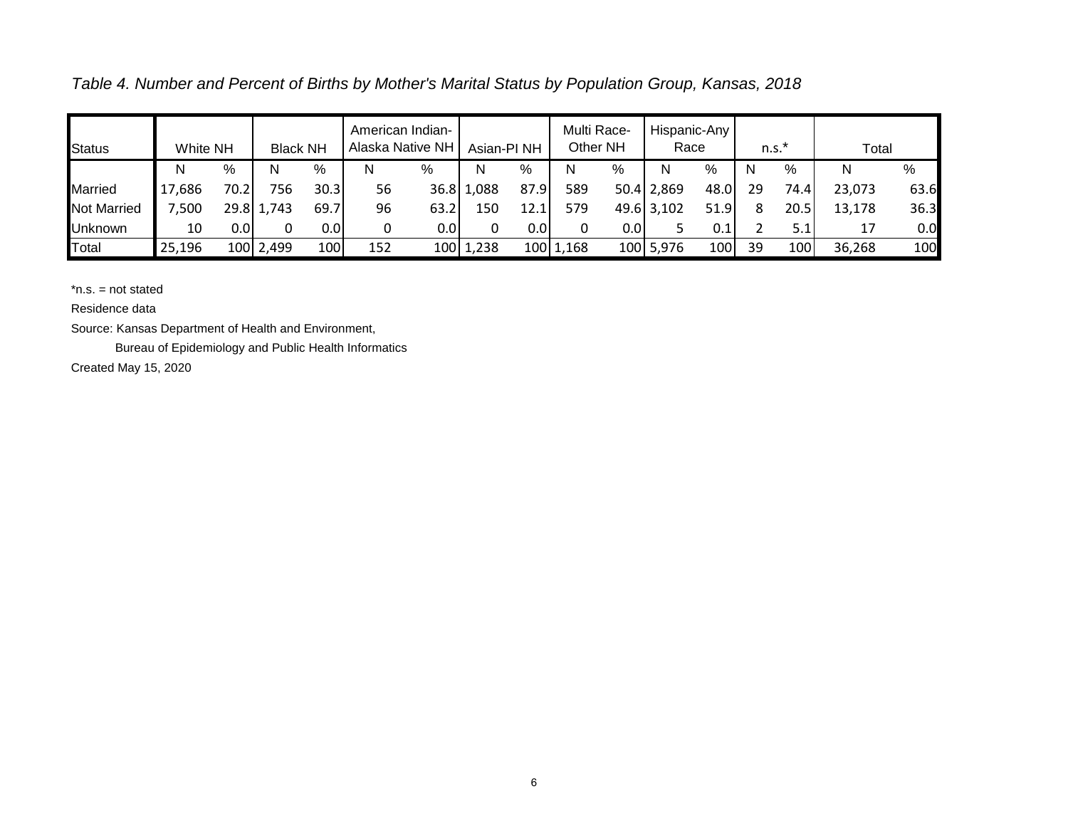*Table 4. Number and Percent of Births by Mother's Marital Status by Population Group, Kansas, 2018*

| Status | White NH | | Black NH | | American Indian-Alaska Native NH | | Asian-PI NH | | Multi Race-Other NH | | Hispanic-Any Race | | n.s.* | | Total | |
|---|---|---|---|---|---|---|---|---|---|---|---|---|---|---|---|---|
| | N | % | N | % | N | % | N | % | N | % | N | % | N | % | N | % |
| Married | 17,686 | 70.2 | 756 | 30.3 | 56 | 36.8 | 1,088 | 87.9 | 589 | 50.4 | 2,869 | 48.0 | 29 | 74.4 | 23,073 | 63.6 |
| Not Married | 7,500 | 29.8 | 1,743 | 69.7 | 96 | 63.2 | 150 | 12.1 | 579 | 49.6 | 3,102 | 51.9 | 8 | 20.5 | 13,178 | 36.3 |
| Unknown | 10 | 0.0 | 0 | 0.0 | 0 | 0.0 | 0 | 0.0 | 0 | 0.0 | 5 | 0.1 | 2 | 5.1 | 17 | 0.0 |
| Total | 25,196 | 100 | 2,499 | 100 | 152 | 100 | 1,238 | 100 | 1,168 | 100 | 5,976 | 100 | 39 | 100 | 36,268 | 100 |

*n.s. = not stated

Residence data

Source: Kansas Department of Health and Environment,

Bureau of Epidemiology and Public Health Informatics

Created May 15, 2020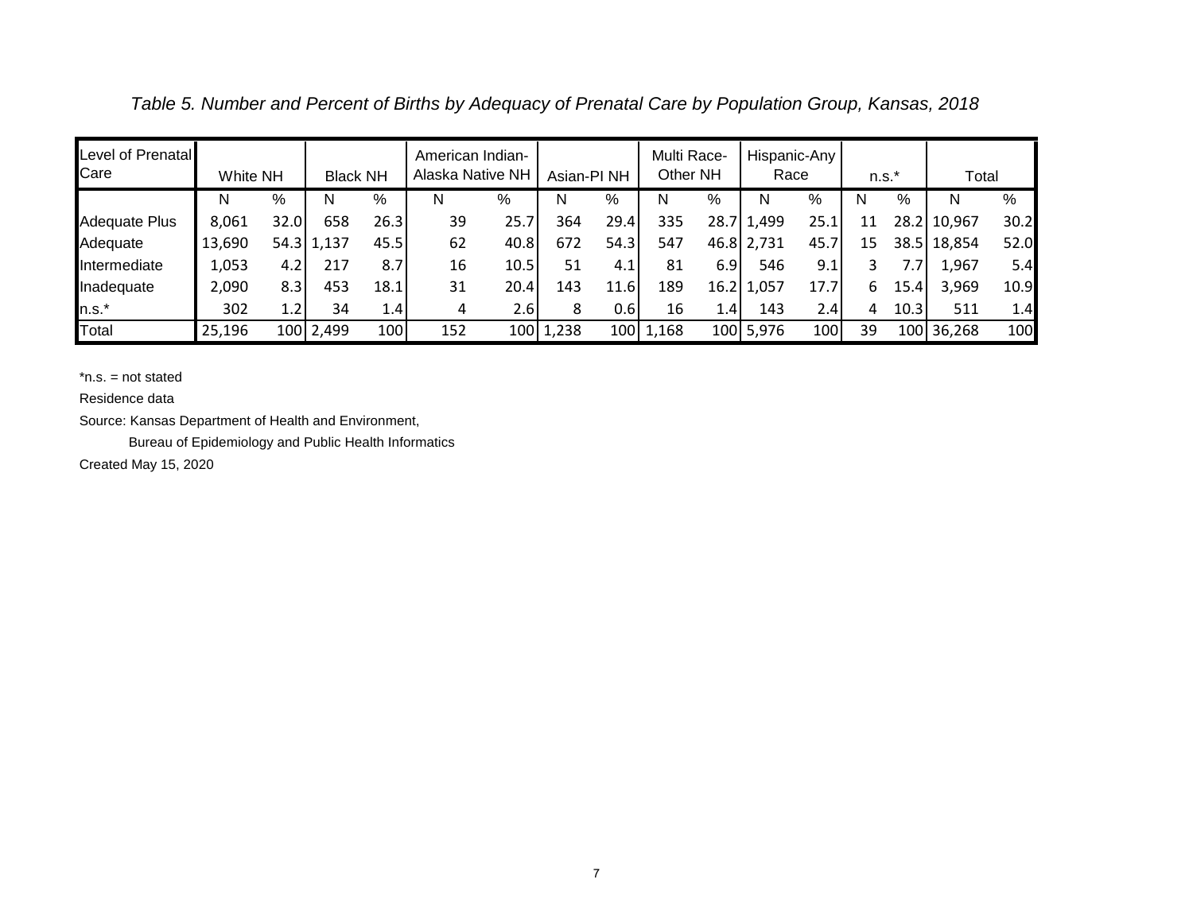*Table 5. Number and Percent of Births by Adequacy of Prenatal Care by Population Group, Kansas, 2018*

| Level of Prenatal Care | White NH | | Black NH | | American Indian-Alaska Native NH | | Asian-PI NH | | Multi Race-Other NH | | Hispanic-Any Race | | n.s.* | | Total | |
|---|---|---|---|---|---|---|---|---|---|---|---|---|---|---|---|---|
| | N | % | N | % | N | % | N | % | N | % | N | % | N | % | N | % |
| Adequate Plus | 8,061 | 32.0 | 658 | 26.3 | 39 | 25.7 | 364 | 29.4 | 335 | 28.7 | 1,499 | 25.1 | 11 | 28.2 | 10,967 | 30.2 |
| Adequate | 13,690 | 54.3 | 1,137 | 45.5 | 62 | 40.8 | 672 | 54.3 | 547 | 46.8 | 2,731 | 45.7 | 15 | 38.5 | 18,854 | 52.0 |
| Intermediate | 1,053 | 4.2 | 217 | 8.7 | 16 | 10.5 | 51 | 4.1 | 81 | 6.9 | 546 | 9.1 | 3 | 7.7 | 1,967 | 5.4 |
| Inadequate | 2,090 | 8.3 | 453 | 18.1 | 31 | 20.4 | 143 | 11.6 | 189 | 16.2 | 1,057 | 17.7 | 6 | 15.4 | 3,969 | 10.9 |
| n.s.* | 302 | 1.2 | 34 | 1.4 | 4 | 2.6 | 8 | 0.6 | 16 | 1.4 | 143 | 2.4 | 4 | 10.3 | 511 | 1.4 |
| Total | 25,196 | 100 | 2,499 | 100 | 152 | 100 | 1,238 | 100 | 1,168 | 100 | 5,976 | 100 | 39 | 100 | 36,268 | 100 |

*n.s. = not stated

Residence data

Source: Kansas Department of Health and Environment,

Bureau of Epidemiology and Public Health Informatics

Created May 15, 2020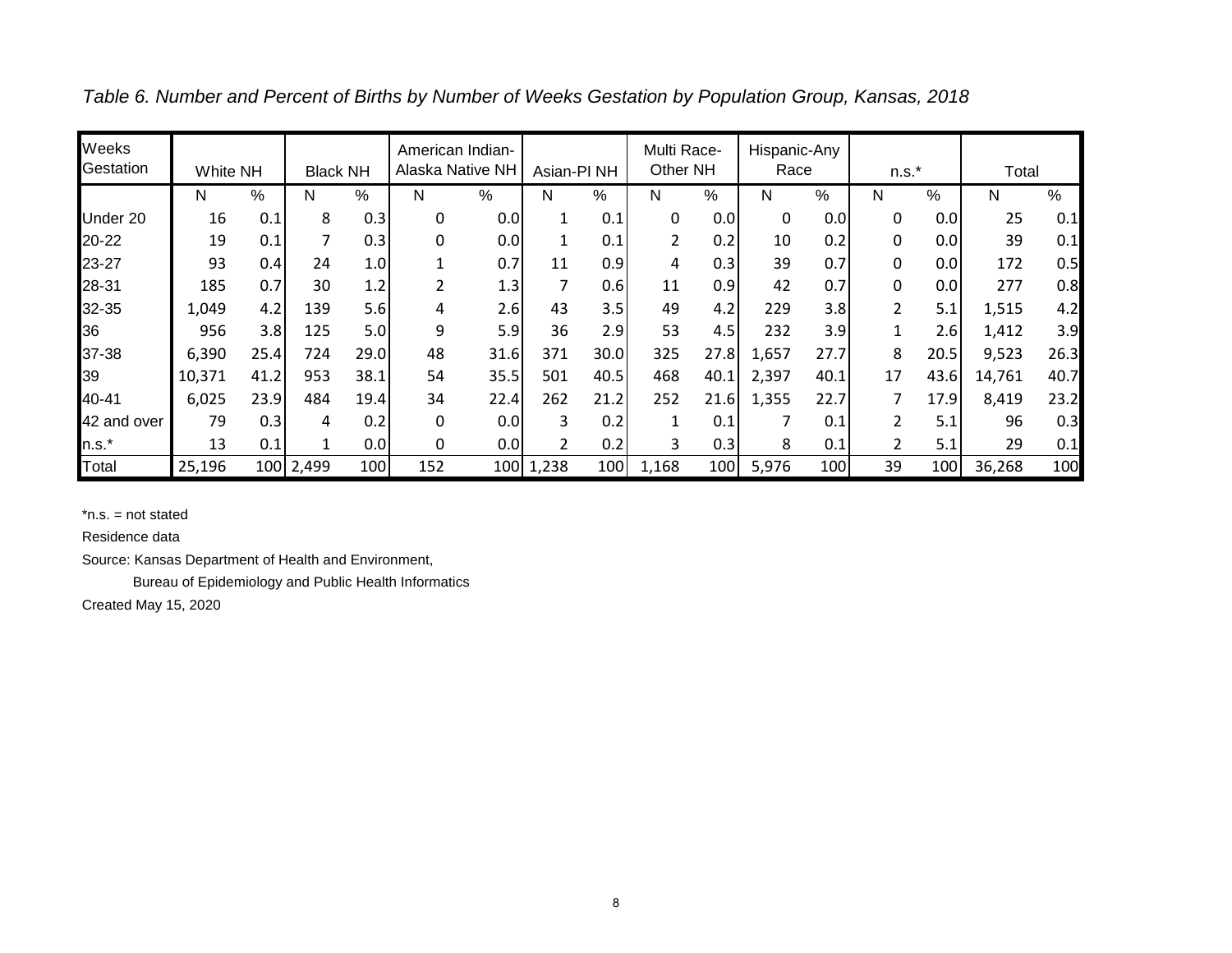*Table 6. Number and Percent of Births by Number of Weeks Gestation by Population Group, Kansas, 2018*

| Weeks Gestation | White NH | | Black NH | | American Indian-Alaska Native NH | | Asian-PI NH | | Multi Race-Other NH | | Hispanic-Any Race | | n.s.* | | Total | |
|---|---|---|---|---|---|---|---|---|---|---|---|---|---|---|---|---|
| | N | % | N | % | N | % | N | % | N | % | N | % | N | % | N | % |
| Under 20 | 16 | 0.1 | 8 | 0.3 | 0 | 0.0 | 1 | 0.1 | 0 | 0.0 | 0 | 0.0 | 0 | 0.0 | 25 | 0.1 |
| 20-22 | 19 | 0.1 | 7 | 0.3 | 0 | 0.0 | 1 | 0.1 | 2 | 0.2 | 10 | 0.2 | 0 | 0.0 | 39 | 0.1 |
| 23-27 | 93 | 0.4 | 24 | 1.0 | 1 | 0.7 | 11 | 0.9 | 4 | 0.3 | 39 | 0.7 | 0 | 0.0 | 172 | 0.5 |
| 28-31 | 185 | 0.7 | 30 | 1.2 | 2 | 1.3 | 7 | 0.6 | 11 | 0.9 | 42 | 0.7 | 0 | 0.0 | 277 | 0.8 |
| 32-35 | 1,049 | 4.2 | 139 | 5.6 | 4 | 2.6 | 43 | 3.5 | 49 | 4.2 | 229 | 3.8 | 2 | 5.1 | 1,515 | 4.2 |
| 36 | 956 | 3.8 | 125 | 5.0 | 9 | 5.9 | 36 | 2.9 | 53 | 4.5 | 232 | 3.9 | 1 | 2.6 | 1,412 | 3.9 |
| 37-38 | 6,390 | 25.4 | 724 | 29.0 | 48 | 31.6 | 371 | 30.0 | 325 | 27.8 | 1,657 | 27.7 | 8 | 20.5 | 9,523 | 26.3 |
| 39 | 10,371 | 41.2 | 953 | 38.1 | 54 | 35.5 | 501 | 40.5 | 468 | 40.1 | 2,397 | 40.1 | 17 | 43.6 | 14,761 | 40.7 |
| 40-41 | 6,025 | 23.9 | 484 | 19.4 | 34 | 22.4 | 262 | 21.2 | 252 | 21.6 | 1,355 | 22.7 | 7 | 17.9 | 8,419 | 23.2 |
| 42 and over | 79 | 0.3 | 4 | 0.2 | 0 | 0.0 | 3 | 0.2 | 1 | 0.1 | 7 | 0.1 | 2 | 5.1 | 96 | 0.3 |
| n.s.* | 13 | 0.1 | 1 | 0.0 | 0 | 0.0 | 2 | 0.2 | 3 | 0.3 | 8 | 0.1 | 2 | 5.1 | 29 | 0.1 |
| Total | 25,196 | 100 | 2,499 | 100 | 152 | 100 | 1,238 | 100 | 1,168 | 100 | 5,976 | 100 | 39 | 100 | 36,268 | 100 |

*n.s. = not stated

Residence data

Source: Kansas Department of Health and Environment,

Bureau of Epidemiology and Public Health Informatics

Created May 15, 2020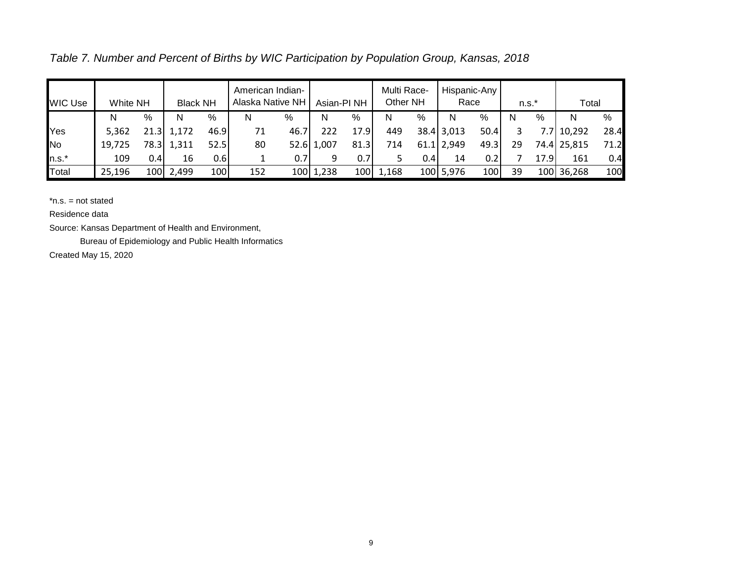*Table 7. Number and Percent of Births by WIC Participation by Population Group, Kansas, 2018*

| WIC Use | White NH | | Black NH | | American Indian-Alaska Native NH | | Asian-PI NH | | Multi Race-Other NH | | Hispanic-Any Race | | n.s.* | | Total | |
|---|---|---|---|---|---|---|---|---|---|---|---|---|---|---|---|---|
| | N | % | N | % | N | % | N | % | N | % | N | % | N | % | N | % |
| Yes | 5,362 | 21.3 | 1,172 | 46.9 | 71 | 46.7 | 222 | 17.9 | 449 | 38.4 | 3,013 | 50.4 | 3 | 7.7 | 10,292 | 28.4 |
| No | 19,725 | 78.3 | 1,311 | 52.5 | 80 | 52.6 | 1,007 | 81.3 | 714 | 61.1 | 2,949 | 49.3 | 29 | 74.4 | 25,815 | 71.2 |
| n.s.* | 109 | 0.4 | 16 | 0.6 | 1 | 0.7 | 9 | 0.7 | 5 | 0.4 | 14 | 0.2 | 7 | 17.9 | 161 | 0.4 |
| Total | 25,196 | 100 | 2,499 | 100 | 152 | 100 | 1,238 | 100 | 1,168 | 100 | 5,976 | 100 | 39 | 100 | 36,268 | 100 |

*n.s. = not stated

Residence data

Source: Kansas Department of Health and Environment,

Bureau of Epidemiology and Public Health Informatics

Created May 15, 2020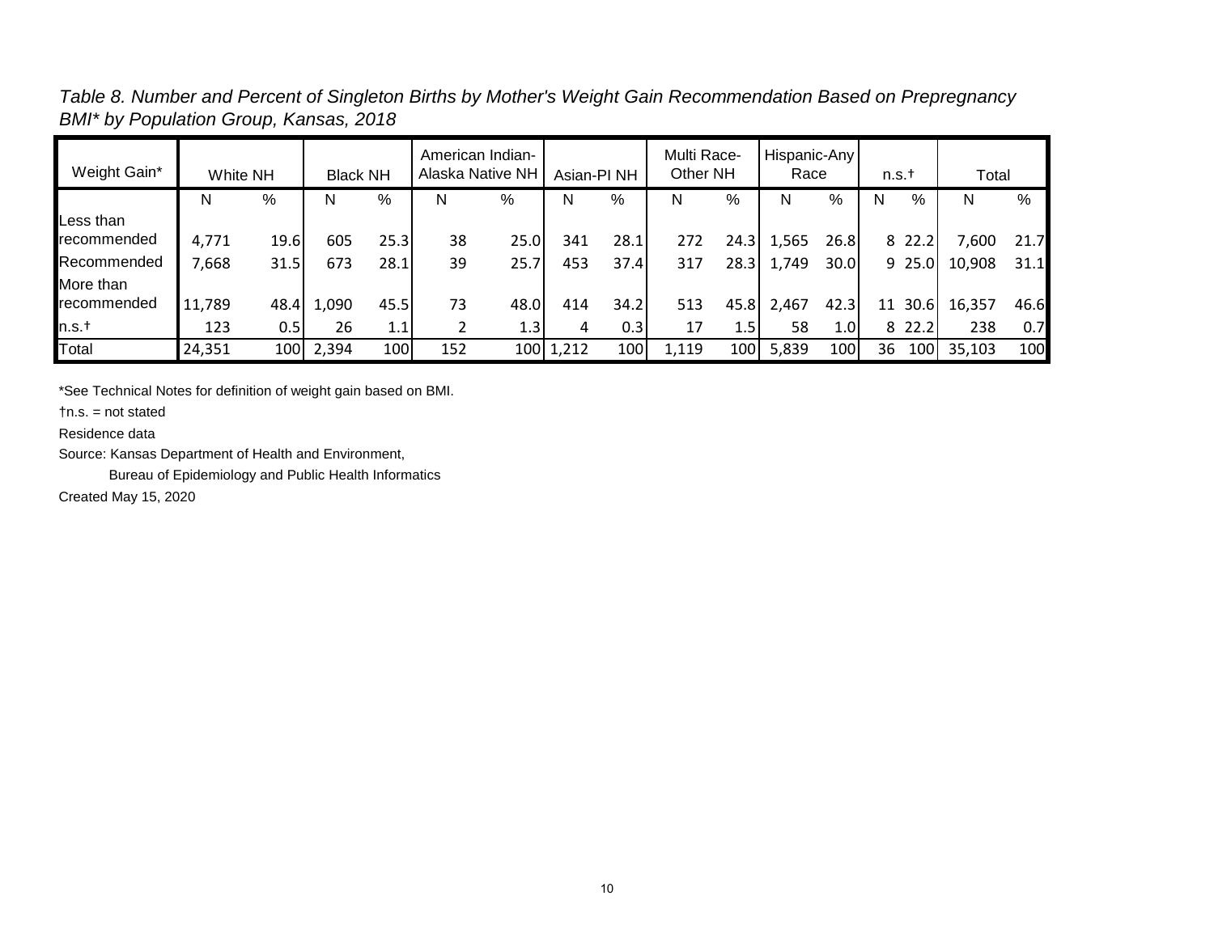*Table 8. Number and Percent of Singleton Births by Mother's Weight Gain Recommendation Based on Prepregnancy BMI* by Population Group, Kansas, 2018*

| Weight Gain* | White NH | | Black NH | | American Indian-Alaska Native NH | | Asian-PI NH | | Multi Race-Other NH | | Hispanic-Any Race | | n.s.† | | Total | |
|---|---|---|---|---|---|---|---|---|---|---|---|---|---|---|---|---|
| | N | % | N | % | N | % | N | % | N | % | N | % | N | % | N | % |
| Less than recommended | 4,771 | 19.6 | 605 | 25.3 | 38 | 25.0 | 341 | 28.1 | 272 | 24.3 | 1,565 | 26.8 | 8 | 22.2 | 7,600 | 21.7 |
| Recommended | 7,668 | 31.5 | 673 | 28.1 | 39 | 25.7 | 453 | 37.4 | 317 | 28.3 | 1,749 | 30.0 | 9 | 25.0 | 10,908 | 31.1 |
| More than recommended | 11,789 | 48.4 | 1,090 | 45.5 | 73 | 48.0 | 414 | 34.2 | 513 | 45.8 | 2,467 | 42.3 | 11 | 30.6 | 16,357 | 46.6 |
| n.s.† | 123 | 0.5 | 26 | 1.1 | 2 | 1.3 | 4 | 0.3 | 17 | 1.5 | 58 | 1.0 | 8 | 22.2 | 238 | 0.7 |
| Total | 24,351 | 100 | 2,394 | 100 | 152 | 100 | 1,212 | 100 | 1,119 | 100 | 5,839 | 100 | 36 | 100 | 35,103 | 100 |

*See Technical Notes for definition of weight gain based on BMI.

†n.s. = not stated

Residence data

Source: Kansas Department of Health and Environment,

Bureau of Epidemiology and Public Health Informatics

Created May 15, 2020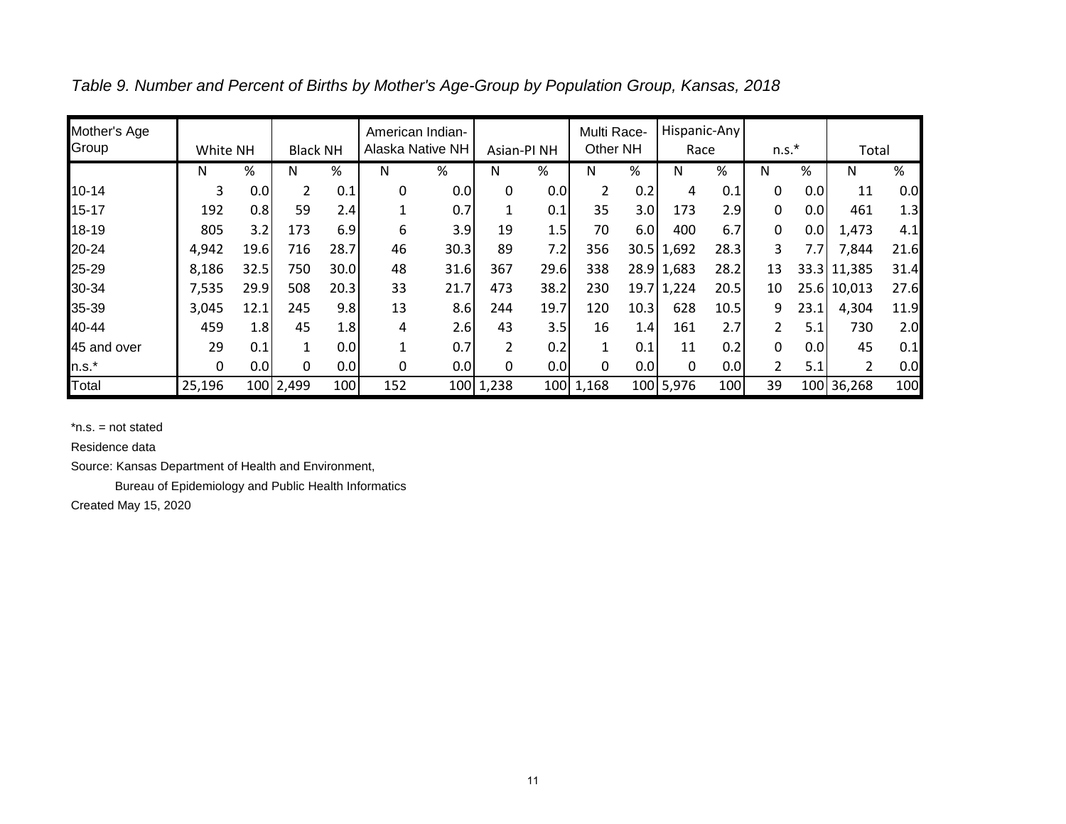*Table 9. Number and Percent of Births by Mother's Age-Group by Population Group, Kansas, 2018*

| Mother's Age Group | White NH | | Black NH | | American Indian-Alaska Native NH | | Asian-PI NH | | Multi Race-Other NH | | Hispanic-Any Race | | n.s.* | | Total | |
|---|---|---|---|---|---|---|---|---|---|---|---|---|---|---|---|---|
| | N | % | N | % | N | % | N | % | N | % | N | % | N | % | N | % |
| 10-14 | 3 | 0.0 | 2 | 0.1 | 0 | 0.0 | 0 | 0.0 | 2 | 0.2 | 4 | 0.1 | 0 | 0.0 | 11 | 0.0 |
| 15-17 | 192 | 0.8 | 59 | 2.4 | 1 | 0.7 | 1 | 0.1 | 35 | 3.0 | 173 | 2.9 | 0 | 0.0 | 461 | 1.3 |
| 18-19 | 805 | 3.2 | 173 | 6.9 | 6 | 3.9 | 19 | 1.5 | 70 | 6.0 | 400 | 6.7 | 0 | 0.0 | 1,473 | 4.1 |
| 20-24 | 4,942 | 19.6 | 716 | 28.7 | 46 | 30.3 | 89 | 7.2 | 356 | 30.5 | 1,692 | 28.3 | 3 | 7.7 | 7,844 | 21.6 |
| 25-29 | 8,186 | 32.5 | 750 | 30.0 | 48 | 31.6 | 367 | 29.6 | 338 | 28.9 | 1,683 | 28.2 | 13 | 33.3 | 11,385 | 31.4 |
| 30-34 | 7,535 | 29.9 | 508 | 20.3 | 33 | 21.7 | 473 | 38.2 | 230 | 19.7 | 1,224 | 20.5 | 10 | 25.6 | 10,013 | 27.6 |
| 35-39 | 3,045 | 12.1 | 245 | 9.8 | 13 | 8.6 | 244 | 19.7 | 120 | 10.3 | 628 | 10.5 | 9 | 23.1 | 4,304 | 11.9 |
| 40-44 | 459 | 1.8 | 45 | 1.8 | 4 | 2.6 | 43 | 3.5 | 16 | 1.4 | 161 | 2.7 | 2 | 5.1 | 730 | 2.0 |
| 45 and over | 29 | 0.1 | 1 | 0.0 | 1 | 0.7 | 2 | 0.2 | 1 | 0.1 | 11 | 0.2 | 0 | 0.0 | 45 | 0.1 |
| n.s.* | 0 | 0.0 | 0 | 0.0 | 0 | 0.0 | 0 | 0.0 | 0 | 0.0 | 0 | 0.0 | 2 | 5.1 | 2 | 0.0 |
| Total | 25,196 | 100 | 2,499 | 100 | 152 | 100 | 1,238 | 100 | 1,168 | 100 | 5,976 | 100 | 39 | 100 | 36,268 | 100 |

*n.s. = not stated

Residence data

Source: Kansas Department of Health and Environment,

Bureau of Epidemiology and Public Health Informatics

Created May 15, 2020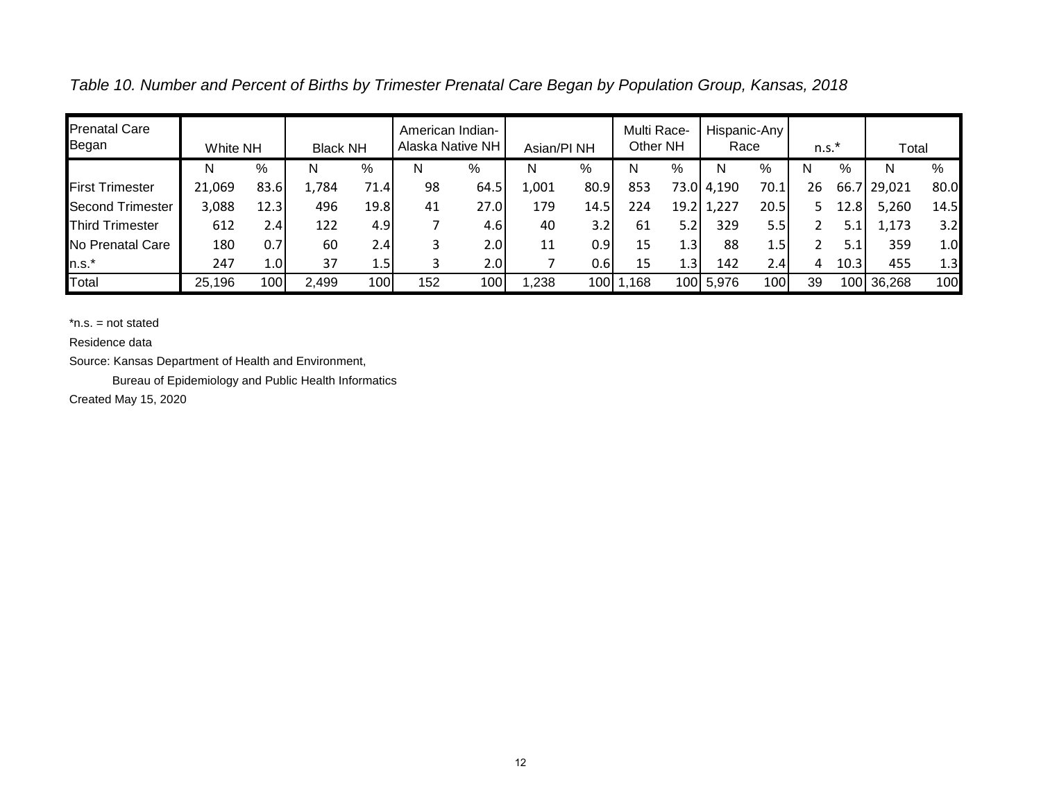*Table 10. Number and Percent of Births by Trimester Prenatal Care Began by Population Group, Kansas, 2018*

| Prenatal Care Began | White NH | | Black NH | | American Indian-Alaska Native NH | | Asian/PI NH | | Multi Race-Other NH | | Hispanic-Any Race | | n.s.* | | Total | |
|---|---|---|---|---|---|---|---|---|---|---|---|---|---|---|---|---|
| | N | % | N | % | N | % | N | % | N | % | N | % | N | % | N | % |
| First Trimester | 21,069 | 83.6 | 1,784 | 71.4 | 98 | 64.5 | 1,001 | 80.9 | 853 | 73.0 | 4,190 | 70.1 | 26 | 66.7 | 29,021 | 80.0 |
| Second Trimester | 3,088 | 12.3 | 496 | 19.8 | 41 | 27.0 | 179 | 14.5 | 224 | 19.2 | 1,227 | 20.5 | 5 | 12.8 | 5,260 | 14.5 |
| Third Trimester | 612 | 2.4 | 122 | 4.9 | 7 | 4.6 | 40 | 3.2 | 61 | 5.2 | 329 | 5.5 | 2 | 5.1 | 1,173 | 3.2 |
| No Prenatal Care | 180 | 0.7 | 60 | 2.4 | 3 | 2.0 | 11 | 0.9 | 15 | 1.3 | 88 | 1.5 | 2 | 5.1 | 359 | 1.0 |
| n.s.* | 247 | 1.0 | 37 | 1.5 | 3 | 2.0 | 7 | 0.6 | 15 | 1.3 | 142 | 2.4 | 4 | 10.3 | 455 | 1.3 |
| Total | 25,196 | 100 | 2,499 | 100 | 152 | 100 | 1,238 | 100 | 1,168 | 100 | 5,976 | 100 | 39 | 100 | 36,268 | 100 |

*n.s. = not stated

Residence data

Source: Kansas Department of Health and Environment,

Bureau of Epidemiology and Public Health Informatics

Created May 15, 2020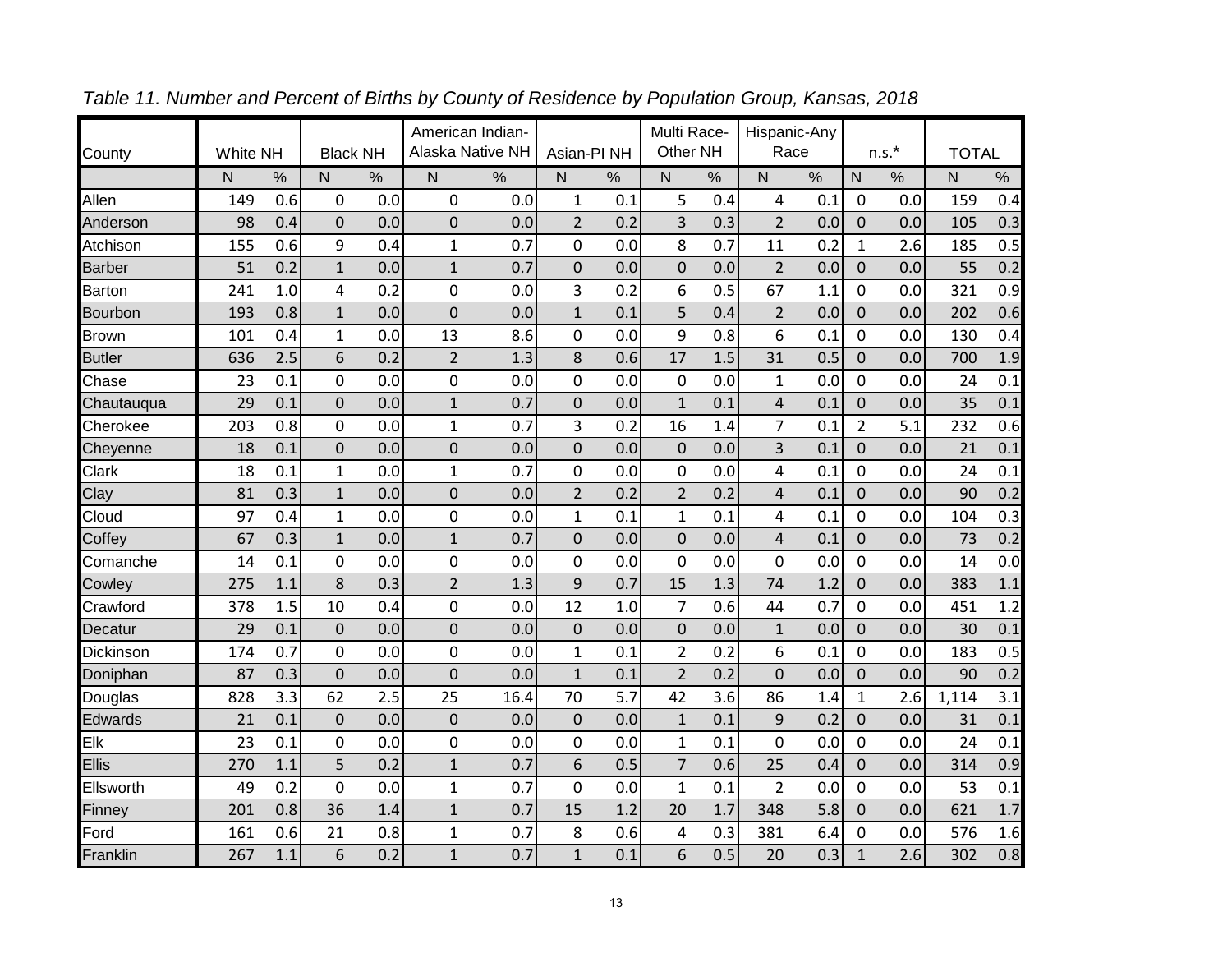*Table 11. Number and Percent of Births by County of Residence by Population Group, Kansas, 2018*

| County | White NH | | Black NH | | American Indian-Alaska Native NH | | Asian-PI NH | | Multi Race-Other NH | | Hispanic-Any Race | | n.s.* | | TOTAL | |
|---|---|---|---|---|---|---|---|---|---|---|---|---|---|---|---|---|
| | N | % | N | % | N | % | N | % | N | % | N | % | N | % | N | % |
| Allen | 149 | 0.6 | 0 | 0.0 | 0 | 0.0 | 1 | 0.1 | 5 | 0.4 | 4 | 0.1 | 0 | 0.0 | 159 | 0.4 |
| Anderson | 98 | 0.4 | 0 | 0.0 | 0 | 0.0 | 2 | 0.2 | 3 | 0.3 | 2 | 0.0 | 0 | 0.0 | 105 | 0.3 |
| Atchison | 155 | 0.6 | 9 | 0.4 | 1 | 0.7 | 0 | 0.0 | 8 | 0.7 | 11 | 0.2 | 1 | 2.6 | 185 | 0.5 |
| Barber | 51 | 0.2 | 1 | 0.0 | 1 | 0.7 | 0 | 0.0 | 0 | 0.0 | 2 | 0.0 | 0 | 0.0 | 55 | 0.2 |
| Barton | 241 | 1.0 | 4 | 0.2 | 0 | 0.0 | 3 | 0.2 | 6 | 0.5 | 67 | 1.1 | 0 | 0.0 | 321 | 0.9 |
| Bourbon | 193 | 0.8 | 1 | 0.0 | 0 | 0.0 | 1 | 0.1 | 5 | 0.4 | 2 | 0.0 | 0 | 0.0 | 202 | 0.6 |
| Brown | 101 | 0.4 | 1 | 0.0 | 13 | 8.6 | 0 | 0.0 | 9 | 0.8 | 6 | 0.1 | 0 | 0.0 | 130 | 0.4 |
| Butler | 636 | 2.5 | 6 | 0.2 | 2 | 1.3 | 8 | 0.6 | 17 | 1.5 | 31 | 0.5 | 0 | 0.0 | 700 | 1.9 |
| Chase | 23 | 0.1 | 0 | 0.0 | 0 | 0.0 | 0 | 0.0 | 0 | 0.0 | 1 | 0.0 | 0 | 0.0 | 24 | 0.1 |
| Chautauqua | 29 | 0.1 | 0 | 0.0 | 1 | 0.7 | 0 | 0.0 | 1 | 0.1 | 4 | 0.1 | 0 | 0.0 | 35 | 0.1 |
| Cherokee | 203 | 0.8 | 0 | 0.0 | 1 | 0.7 | 3 | 0.2 | 16 | 1.4 | 7 | 0.1 | 2 | 5.1 | 232 | 0.6 |
| Cheyenne | 18 | 0.1 | 0 | 0.0 | 0 | 0.0 | 0 | 0.0 | 0 | 0.0 | 3 | 0.1 | 0 | 0.0 | 21 | 0.1 |
| Clark | 18 | 0.1 | 1 | 0.0 | 1 | 0.7 | 0 | 0.0 | 0 | 0.0 | 4 | 0.1 | 0 | 0.0 | 24 | 0.1 |
| Clay | 81 | 0.3 | 1 | 0.0 | 0 | 0.0 | 2 | 0.2 | 2 | 0.2 | 4 | 0.1 | 0 | 0.0 | 90 | 0.2 |
| Cloud | 97 | 0.4 | 1 | 0.0 | 0 | 0.0 | 1 | 0.1 | 1 | 0.1 | 4 | 0.1 | 0 | 0.0 | 104 | 0.3 |
| Coffey | 67 | 0.3 | 1 | 0.0 | 1 | 0.7 | 0 | 0.0 | 0 | 0.0 | 4 | 0.1 | 0 | 0.0 | 73 | 0.2 |
| Comanche | 14 | 0.1 | 0 | 0.0 | 0 | 0.0 | 0 | 0.0 | 0 | 0.0 | 0 | 0.0 | 0 | 0.0 | 14 | 0.0 |
| Cowley | 275 | 1.1 | 8 | 0.3 | 2 | 1.3 | 9 | 0.7 | 15 | 1.3 | 74 | 1.2 | 0 | 0.0 | 383 | 1.1 |
| Crawford | 378 | 1.5 | 10 | 0.4 | 0 | 0.0 | 12 | 1.0 | 7 | 0.6 | 44 | 0.7 | 0 | 0.0 | 451 | 1.2 |
| Decatur | 29 | 0.1 | 0 | 0.0 | 0 | 0.0 | 0 | 0.0 | 0 | 0.0 | 1 | 0.0 | 0 | 0.0 | 30 | 0.1 |
| Dickinson | 174 | 0.7 | 0 | 0.0 | 0 | 0.0 | 1 | 0.1 | 2 | 0.2 | 6 | 0.1 | 0 | 0.0 | 183 | 0.5 |
| Doniphan | 87 | 0.3 | 0 | 0.0 | 0 | 0.0 | 1 | 0.1 | 2 | 0.2 | 0 | 0.0 | 0 | 0.0 | 90 | 0.2 |
| Douglas | 828 | 3.3 | 62 | 2.5 | 25 | 16.4 | 70 | 5.7 | 42 | 3.6 | 86 | 1.4 | 1 | 2.6 | 1,114 | 3.1 |
| Edwards | 21 | 0.1 | 0 | 0.0 | 0 | 0.0 | 0 | 0.0 | 1 | 0.1 | 9 | 0.2 | 0 | 0.0 | 31 | 0.1 |
| Elk | 23 | 0.1 | 0 | 0.0 | 0 | 0.0 | 0 | 0.0 | 1 | 0.1 | 0 | 0.0 | 0 | 0.0 | 24 | 0.1 |
| Ellis | 270 | 1.1 | 5 | 0.2 | 1 | 0.7 | 6 | 0.5 | 7 | 0.6 | 25 | 0.4 | 0 | 0.0 | 314 | 0.9 |
| Ellsworth | 49 | 0.2 | 0 | 0.0 | 1 | 0.7 | 0 | 0.0 | 1 | 0.1 | 2 | 0.0 | 0 | 0.0 | 53 | 0.1 |
| Finney | 201 | 0.8 | 36 | 1.4 | 1 | 0.7 | 15 | 1.2 | 20 | 1.7 | 348 | 5.8 | 0 | 0.0 | 621 | 1.7 |
| Ford | 161 | 0.6 | 21 | 0.8 | 1 | 0.7 | 8 | 0.6 | 4 | 0.3 | 381 | 6.4 | 0 | 0.0 | 576 | 1.6 |
| Franklin | 267 | 1.1 | 6 | 0.2 | 1 | 0.7 | 1 | 0.1 | 6 | 0.5 | 20 | 0.3 | 1 | 2.6 | 302 | 0.8 |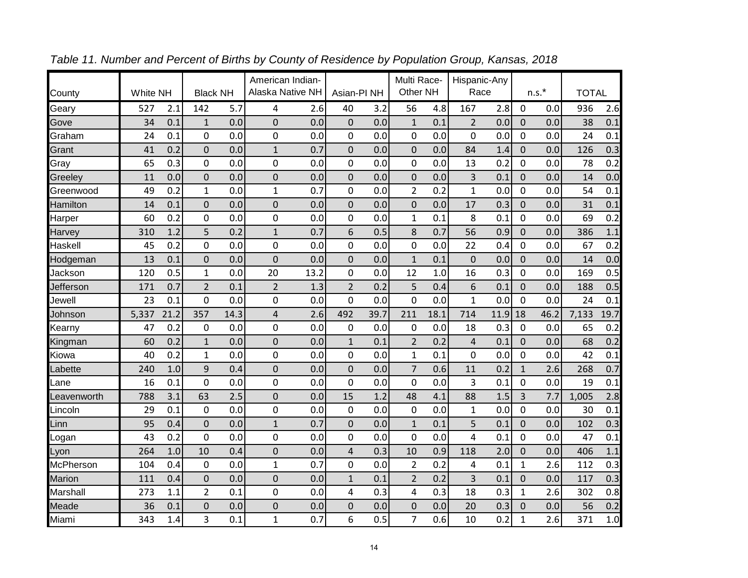*Table 11. Number and Percent of Births by County of Residence by Population Group, Kansas, 2018*

| County | White NH | | Black NH | | American Indian-Alaska Native NH | | Asian-PI NH | | Multi Race-Other NH | | Hispanic-Any Race | | n.s.* | | TOTAL | |
|---|---|---|---|---|---|---|---|---|---|---|---|---|---|---|---|---|
| Geary | 527 | 2.1 | 142 | 5.7 | 4 | 2.6 | 40 | 3.2 | 56 | 4.8 | 167 | 2.8 | 0 | 0.0 | 936 | 2.6 |
| Gove | 34 | 0.1 | 1 | 0.0 | 0 | 0.0 | 0 | 0.0 | 1 | 0.1 | 2 | 0.0 | 0 | 0.0 | 38 | 0.1 |
| Graham | 24 | 0.1 | 0 | 0.0 | 0 | 0.0 | 0 | 0.0 | 0 | 0.0 | 0 | 0.0 | 0 | 0.0 | 24 | 0.1 |
| Grant | 41 | 0.2 | 0 | 0.0 | 1 | 0.7 | 0 | 0.0 | 0 | 0.0 | 84 | 1.4 | 0 | 0.0 | 126 | 0.3 |
| Gray | 65 | 0.3 | 0 | 0.0 | 0 | 0.0 | 0 | 0.0 | 0 | 0.0 | 13 | 0.2 | 0 | 0.0 | 78 | 0.2 |
| Greeley | 11 | 0.0 | 0 | 0.0 | 0 | 0.0 | 0 | 0.0 | 0 | 0.0 | 3 | 0.1 | 0 | 0.0 | 14 | 0.0 |
| Greenwood | 49 | 0.2 | 1 | 0.0 | 1 | 0.7 | 0 | 0.0 | 2 | 0.2 | 1 | 0.0 | 0 | 0.0 | 54 | 0.1 |
| Hamilton | 14 | 0.1 | 0 | 0.0 | 0 | 0.0 | 0 | 0.0 | 0 | 0.0 | 17 | 0.3 | 0 | 0.0 | 31 | 0.1 |
| Harper | 60 | 0.2 | 0 | 0.0 | 0 | 0.0 | 0 | 0.0 | 1 | 0.1 | 8 | 0.1 | 0 | 0.0 | 69 | 0.2 |
| Harvey | 310 | 1.2 | 5 | 0.2 | 1 | 0.7 | 6 | 0.5 | 8 | 0.7 | 56 | 0.9 | 0 | 0.0 | 386 | 1.1 |
| Haskell | 45 | 0.2 | 0 | 0.0 | 0 | 0.0 | 0 | 0.0 | 0 | 0.0 | 22 | 0.4 | 0 | 0.0 | 67 | 0.2 |
| Hodgeman | 13 | 0.1 | 0 | 0.0 | 0 | 0.0 | 0 | 0.0 | 1 | 0.1 | 0 | 0.0 | 0 | 0.0 | 14 | 0.0 |
| Jackson | 120 | 0.5 | 1 | 0.0 | 20 | 13.2 | 0 | 0.0 | 12 | 1.0 | 16 | 0.3 | 0 | 0.0 | 169 | 0.5 |
| Jefferson | 171 | 0.7 | 2 | 0.1 | 2 | 1.3 | 2 | 0.2 | 5 | 0.4 | 6 | 0.1 | 0 | 0.0 | 188 | 0.5 |
| Jewell | 23 | 0.1 | 0 | 0.0 | 0 | 0.0 | 0 | 0.0 | 0 | 0.0 | 1 | 0.0 | 0 | 0.0 | 24 | 0.1 |
| Johnson | 5,337 | 21.2 | 357 | 14.3 | 4 | 2.6 | 492 | 39.7 | 211 | 18.1 | 714 | 11.9 | 18 | 46.2 | 7,133 | 19.7 |
| Kearny | 47 | 0.2 | 0 | 0.0 | 0 | 0.0 | 0 | 0.0 | 0 | 0.0 | 18 | 0.3 | 0 | 0.0 | 65 | 0.2 |
| Kingman | 60 | 0.2 | 1 | 0.0 | 0 | 0.0 | 1 | 0.1 | 2 | 0.2 | 4 | 0.1 | 0 | 0.0 | 68 | 0.2 |
| Kiowa | 40 | 0.2 | 1 | 0.0 | 0 | 0.0 | 0 | 0.0 | 1 | 0.1 | 0 | 0.0 | 0 | 0.0 | 42 | 0.1 |
| Labette | 240 | 1.0 | 9 | 0.4 | 0 | 0.0 | 0 | 0.0 | 7 | 0.6 | 11 | 0.2 | 1 | 2.6 | 268 | 0.7 |
| Lane | 16 | 0.1 | 0 | 0.0 | 0 | 0.0 | 0 | 0.0 | 0 | 0.0 | 3 | 0.1 | 0 | 0.0 | 19 | 0.1 |
| Leavenworth | 788 | 3.1 | 63 | 2.5 | 0 | 0.0 | 15 | 1.2 | 48 | 4.1 | 88 | 1.5 | 3 | 7.7 | 1,005 | 2.8 |
| Lincoln | 29 | 0.1 | 0 | 0.0 | 0 | 0.0 | 0 | 0.0 | 0 | 0.0 | 1 | 0.0 | 0 | 0.0 | 30 | 0.1 |
| Linn | 95 | 0.4 | 0 | 0.0 | 1 | 0.7 | 0 | 0.0 | 1 | 0.1 | 5 | 0.1 | 0 | 0.0 | 102 | 0.3 |
| Logan | 43 | 0.2 | 0 | 0.0 | 0 | 0.0 | 0 | 0.0 | 0 | 0.0 | 4 | 0.1 | 0 | 0.0 | 47 | 0.1 |
| Lyon | 264 | 1.0 | 10 | 0.4 | 0 | 0.0 | 4 | 0.3 | 10 | 0.9 | 118 | 2.0 | 0 | 0.0 | 406 | 1.1 |
| McPherson | 104 | 0.4 | 0 | 0.0 | 1 | 0.7 | 0 | 0.0 | 2 | 0.2 | 4 | 0.1 | 1 | 2.6 | 112 | 0.3 |
| Marion | 111 | 0.4 | 0 | 0.0 | 0 | 0.0 | 1 | 0.1 | 2 | 0.2 | 3 | 0.1 | 0 | 0.0 | 117 | 0.3 |
| Marshall | 273 | 1.1 | 2 | 0.1 | 0 | 0.0 | 4 | 0.3 | 4 | 0.3 | 18 | 0.3 | 1 | 2.6 | 302 | 0.8 |
| Meade | 36 | 0.1 | 0 | 0.0 | 0 | 0.0 | 0 | 0.0 | 0 | 0.0 | 20 | 0.3 | 0 | 0.0 | 56 | 0.2 |
| Miami | 343 | 1.4 | 3 | 0.1 | 1 | 0.7 | 6 | 0.5 | 7 | 0.6 | 10 | 0.2 | 1 | 2.6 | 371 | 1.0 |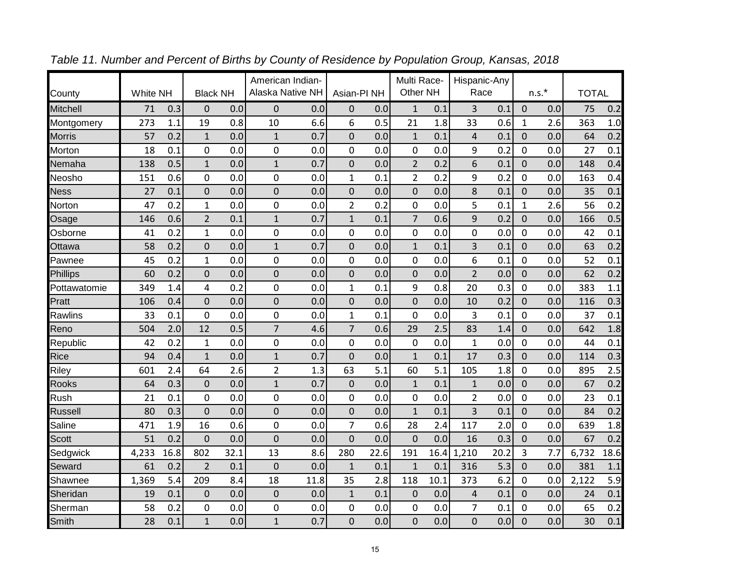*Table 11. Number and Percent of Births by County of Residence by Population Group, Kansas, 2018*

| County | White NH | | Black NH | | American Indian-Alaska Native NH | | Asian-PI NH | | Multi Race-Other NH | | Hispanic-Any Race | | n.s.* | | TOTAL | |
|---|---|---|---|---|---|---|---|---|---|---|---|---|---|---|---|---|
| Mitchell | 71 | 0.3 | 0 | 0.0 | 0 | 0.0 | 0 | 0.0 | 1 | 0.1 | 3 | 0.1 | 0 | 0.0 | 75 | 0.2 |
| Montgomery | 273 | 1.1 | 19 | 0.8 | 10 | 6.6 | 6 | 0.5 | 21 | 1.8 | 33 | 0.6 | 1 | 2.6 | 363 | 1.0 |
| Morris | 57 | 0.2 | 1 | 0.0 | 1 | 0.7 | 0 | 0.0 | 1 | 0.1 | 4 | 0.1 | 0 | 0.0 | 64 | 0.2 |
| Morton | 18 | 0.1 | 0 | 0.0 | 0 | 0.0 | 0 | 0.0 | 0 | 0.0 | 9 | 0.2 | 0 | 0.0 | 27 | 0.1 |
| Nemaha | 138 | 0.5 | 1 | 0.0 | 1 | 0.7 | 0 | 0.0 | 2 | 0.2 | 6 | 0.1 | 0 | 0.0 | 148 | 0.4 |
| Neosho | 151 | 0.6 | 0 | 0.0 | 0 | 0.0 | 1 | 0.1 | 2 | 0.2 | 9 | 0.2 | 0 | 0.0 | 163 | 0.4 |
| Ness | 27 | 0.1 | 0 | 0.0 | 0 | 0.0 | 0 | 0.0 | 0 | 0.0 | 8 | 0.1 | 0 | 0.0 | 35 | 0.1 |
| Norton | 47 | 0.2 | 1 | 0.0 | 0 | 0.0 | 2 | 0.2 | 0 | 0.0 | 5 | 0.1 | 1 | 2.6 | 56 | 0.2 |
| Osage | 146 | 0.6 | 2 | 0.1 | 1 | 0.7 | 1 | 0.1 | 7 | 0.6 | 9 | 0.2 | 0 | 0.0 | 166 | 0.5 |
| Osborne | 41 | 0.2 | 1 | 0.0 | 0 | 0.0 | 0 | 0.0 | 0 | 0.0 | 0 | 0.0 | 0 | 0.0 | 42 | 0.1 |
| Ottawa | 58 | 0.2 | 0 | 0.0 | 1 | 0.7 | 0 | 0.0 | 1 | 0.1 | 3 | 0.1 | 0 | 0.0 | 63 | 0.2 |
| Pawnee | 45 | 0.2 | 1 | 0.0 | 0 | 0.0 | 0 | 0.0 | 0 | 0.0 | 6 | 0.1 | 0 | 0.0 | 52 | 0.1 |
| Phillips | 60 | 0.2 | 0 | 0.0 | 0 | 0.0 | 0 | 0.0 | 0 | 0.0 | 2 | 0.0 | 0 | 0.0 | 62 | 0.2 |
| Pottawatomie | 349 | 1.4 | 4 | 0.2 | 0 | 0.0 | 1 | 0.1 | 9 | 0.8 | 20 | 0.3 | 0 | 0.0 | 383 | 1.1 |
| Pratt | 106 | 0.4 | 0 | 0.0 | 0 | 0.0 | 0 | 0.0 | 0 | 0.0 | 10 | 0.2 | 0 | 0.0 | 116 | 0.3 |
| Rawlins | 33 | 0.1 | 0 | 0.0 | 0 | 0.0 | 1 | 0.1 | 0 | 0.0 | 3 | 0.1 | 0 | 0.0 | 37 | 0.1 |
| Reno | 504 | 2.0 | 12 | 0.5 | 7 | 4.6 | 7 | 0.6 | 29 | 2.5 | 83 | 1.4 | 0 | 0.0 | 642 | 1.8 |
| Republic | 42 | 0.2 | 1 | 0.0 | 0 | 0.0 | 0 | 0.0 | 0 | 0.0 | 1 | 0.0 | 0 | 0.0 | 44 | 0.1 |
| Rice | 94 | 0.4 | 1 | 0.0 | 1 | 0.7 | 0 | 0.0 | 1 | 0.1 | 17 | 0.3 | 0 | 0.0 | 114 | 0.3 |
| Riley | 601 | 2.4 | 64 | 2.6 | 2 | 1.3 | 63 | 5.1 | 60 | 5.1 | 105 | 1.8 | 0 | 0.0 | 895 | 2.5 |
| Rooks | 64 | 0.3 | 0 | 0.0 | 1 | 0.7 | 0 | 0.0 | 1 | 0.1 | 1 | 0.0 | 0 | 0.0 | 67 | 0.2 |
| Rush | 21 | 0.1 | 0 | 0.0 | 0 | 0.0 | 0 | 0.0 | 0 | 0.0 | 2 | 0.0 | 0 | 0.0 | 23 | 0.1 |
| Russell | 80 | 0.3 | 0 | 0.0 | 0 | 0.0 | 0 | 0.0 | 1 | 0.1 | 3 | 0.1 | 0 | 0.0 | 84 | 0.2 |
| Saline | 471 | 1.9 | 16 | 0.6 | 0 | 0.0 | 7 | 0.6 | 28 | 2.4 | 117 | 2.0 | 0 | 0.0 | 639 | 1.8 |
| Scott | 51 | 0.2 | 0 | 0.0 | 0 | 0.0 | 0 | 0.0 | 0 | 0.0 | 16 | 0.3 | 0 | 0.0 | 67 | 0.2 |
| Sedgwick | 4,233 | 16.8 | 802 | 32.1 | 13 | 8.6 | 280 | 22.6 | 191 | 16.4 | 1,210 | 20.2 | 3 | 7.7 | 6,732 | 18.6 |
| Seward | 61 | 0.2 | 2 | 0.1 | 0 | 0.0 | 1 | 0.1 | 1 | 0.1 | 316 | 5.3 | 0 | 0.0 | 381 | 1.1 |
| Shawnee | 1,369 | 5.4 | 209 | 8.4 | 18 | 11.8 | 35 | 2.8 | 118 | 10.1 | 373 | 6.2 | 0 | 0.0 | 2,122 | 5.9 |
| Sheridan | 19 | 0.1 | 0 | 0.0 | 0 | 0.0 | 1 | 0.1 | 0 | 0.0 | 4 | 0.1 | 0 | 0.0 | 24 | 0.1 |
| Sherman | 58 | 0.2 | 0 | 0.0 | 0 | 0.0 | 0 | 0.0 | 0 | 0.0 | 7 | 0.1 | 0 | 0.0 | 65 | 0.2 |
| Smith | 28 | 0.1 | 1 | 0.0 | 1 | 0.7 | 0 | 0.0 | 0 | 0.0 | 0 | 0.0 | 0 | 0.0 | 30 | 0.1 |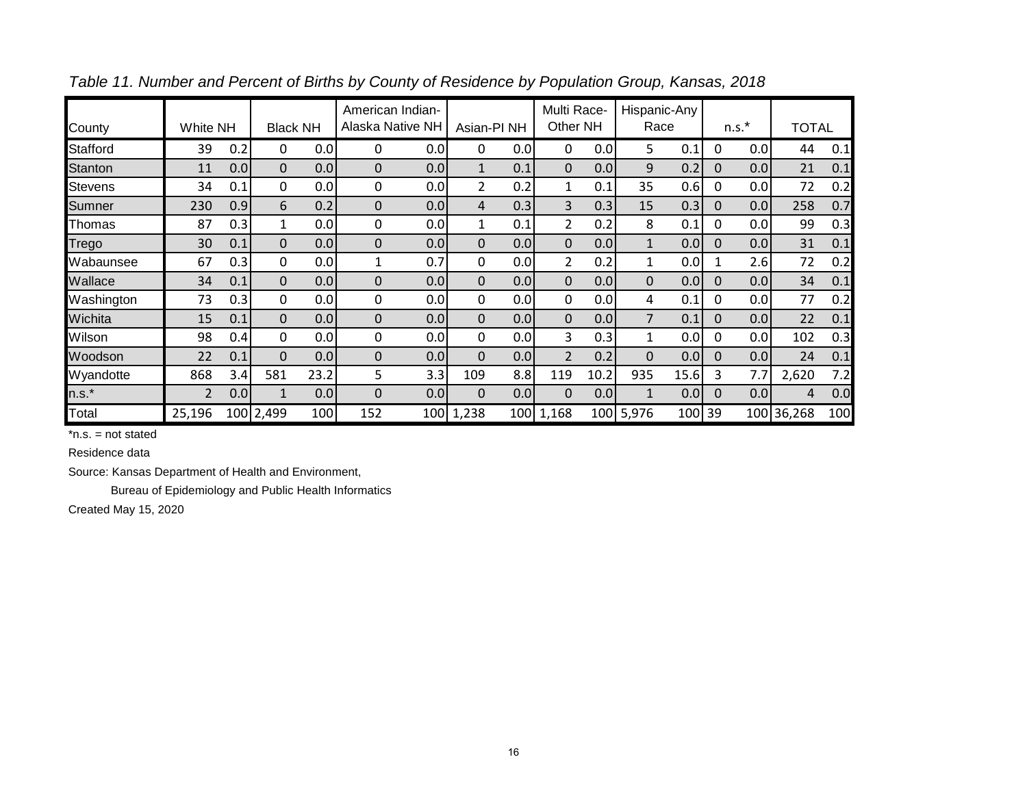*Table 11. Number and Percent of Births by County of Residence by Population Group, Kansas, 2018*

| County | White NH | | Black NH | | American Indian-Alaska Native NH | | Asian-PI NH | | Multi Race-Other NH | | Hispanic-Any Race | | n.s.* | | TOTAL | |
|---|---|---|---|---|---|---|---|---|---|---|---|---|---|---|---|---|
| Stafford | 39 | 0.2 | 0 | 0.0 | 0 | 0.0 | 0 | 0.0 | 0 | 0.0 | 5 | 0.1 | 0 | 0.0 | 44 | 0.1 |
| Stanton | 11 | 0.0 | 0 | 0.0 | 0 | 0.0 | 1 | 0.1 | 0 | 0.0 | 9 | 0.2 | 0 | 0.0 | 21 | 0.1 |
| Stevens | 34 | 0.1 | 0 | 0.0 | 0 | 0.0 | 2 | 0.2 | 1 | 0.1 | 35 | 0.6 | 0 | 0.0 | 72 | 0.2 |
| Sumner | 230 | 0.9 | 6 | 0.2 | 0 | 0.0 | 4 | 0.3 | 3 | 0.3 | 15 | 0.3 | 0 | 0.0 | 258 | 0.7 |
| Thomas | 87 | 0.3 | 1 | 0.0 | 0 | 0.0 | 1 | 0.1 | 2 | 0.2 | 8 | 0.1 | 0 | 0.0 | 99 | 0.3 |
| Trego | 30 | 0.1 | 0 | 0.0 | 0 | 0.0 | 0 | 0.0 | 0 | 0.0 | 1 | 0.0 | 0 | 0.0 | 31 | 0.1 |
| Wabaunsee | 67 | 0.3 | 0 | 0.0 | 1 | 0.7 | 0 | 0.0 | 2 | 0.2 | 1 | 0.0 | 1 | 2.6 | 72 | 0.2 |
| Wallace | 34 | 0.1 | 0 | 0.0 | 0 | 0.0 | 0 | 0.0 | 0 | 0.0 | 0 | 0.0 | 0 | 0.0 | 34 | 0.1 |
| Washington | 73 | 0.3 | 0 | 0.0 | 0 | 0.0 | 0 | 0.0 | 0 | 0.0 | 4 | 0.1 | 0 | 0.0 | 77 | 0.2 |
| Wichita | 15 | 0.1 | 0 | 0.0 | 0 | 0.0 | 0 | 0.0 | 0 | 0.0 | 7 | 0.1 | 0 | 0.0 | 22 | 0.1 |
| Wilson | 98 | 0.4 | 0 | 0.0 | 0 | 0.0 | 0 | 0.0 | 3 | 0.3 | 1 | 0.0 | 0 | 0.0 | 102 | 0.3 |
| Woodson | 22 | 0.1 | 0 | 0.0 | 0 | 0.0 | 0 | 0.0 | 2 | 0.2 | 0 | 0.0 | 0 | 0.0 | 24 | 0.1 |
| Wyandotte | 868 | 3.4 | 581 | 23.2 | 5 | 3.3 | 109 | 8.8 | 119 | 10.2 | 935 | 15.6 | 3 | 7.7 | 2,620 | 7.2 |
| n.s.* | 2 | 0.0 | 1 | 0.0 | 0 | 0.0 | 0 | 0.0 | 0 | 0.0 | 1 | 0.0 | 0 | 0.0 | 4 | 0.0 |
| Total | 25,196 | 100 | 2,499 | 100 | 152 | 100 | 1,238 | 100 | 1,168 | 100 | 5,976 | 100 | 39 | 100 | 36,268 | 100 |

*n.s. = not stated

Residence data

Source: Kansas Department of Health and Environment,

Bureau of Epidemiology and Public Health Informatics

Created May 15, 2020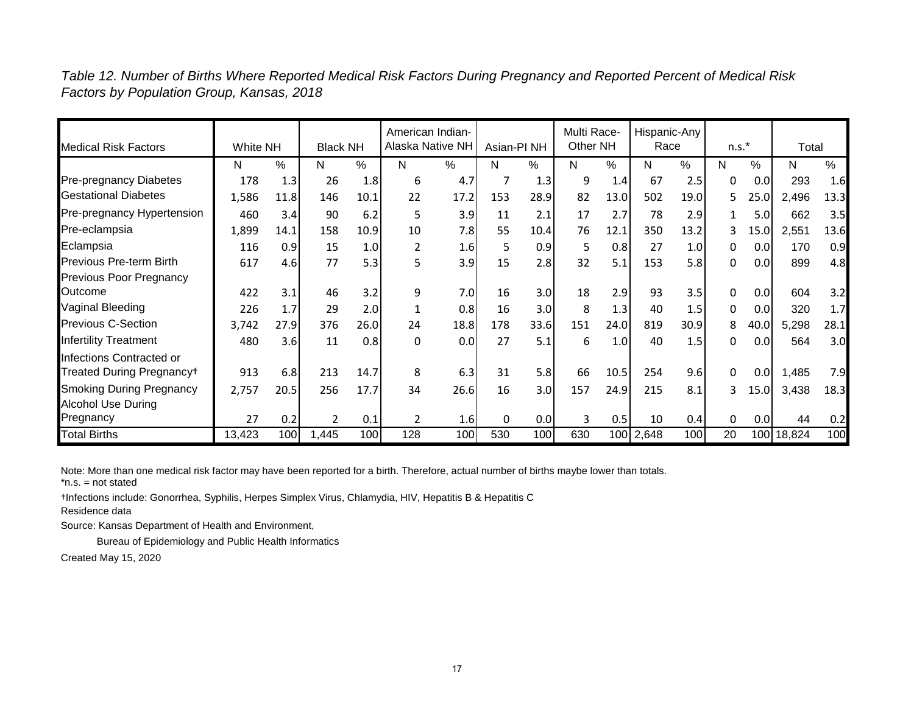*Table 12. Number of Births Where Reported Medical Risk Factors During Pregnancy and Reported Percent of Medical Risk Factors by Population Group, Kansas, 2018*

| Medical Risk Factors | White NH | | Black NH | | American Indian-Alaska Native NH | | Asian-PI NH | | Multi Race-Other NH | | Hispanic-Any Race | | n.s.* | | Total | |
|---|---|---|---|---|---|---|---|---|---|---|---|---|---|---|---|---|
| | N | % | N | % | N | % | N | % | N | % | N | % | N | % | N | % |
| Pre-pregnancy Diabetes | 178 | 1.3 | 26 | 1.8 | 6 | 4.7 | 7 | 1.3 | 9 | 1.4 | 67 | 2.5 | 0 | 0.0 | 293 | 1.6 |
| Gestational Diabetes | 1,586 | 11.8 | 146 | 10.1 | 22 | 17.2 | 153 | 28.9 | 82 | 13.0 | 502 | 19.0 | 5 | 25.0 | 2,496 | 13.3 |
| Pre-pregnancy Hypertension | 460 | 3.4 | 90 | 6.2 | 5 | 3.9 | 11 | 2.1 | 17 | 2.7 | 78 | 2.9 | 1 | 5.0 | 662 | 3.5 |
| Pre-eclampsia | 1,899 | 14.1 | 158 | 10.9 | 10 | 7.8 | 55 | 10.4 | 76 | 12.1 | 350 | 13.2 | 3 | 15.0 | 2,551 | 13.6 |
| Eclampsia | 116 | 0.9 | 15 | 1.0 | 2 | 1.6 | 5 | 0.9 | 5 | 0.8 | 27 | 1.0 | 0 | 0.0 | 170 | 0.9 |
| Previous Pre-term Birth | 617 | 4.6 | 77 | 5.3 | 5 | 3.9 | 15 | 2.8 | 32 | 5.1 | 153 | 5.8 | 0 | 0.0 | 899 | 4.8 |
| Previous Poor Pregnancy Outcome | 422 | 3.1 | 46 | 3.2 | 9 | 7.0 | 16 | 3.0 | 18 | 2.9 | 93 | 3.5 | 0 | 0.0 | 604 | 3.2 |
| Vaginal Bleeding | 226 | 1.7 | 29 | 2.0 | 1 | 0.8 | 16 | 3.0 | 8 | 1.3 | 40 | 1.5 | 0 | 0.0 | 320 | 1.7 |
| Previous C-Section | 3,742 | 27.9 | 376 | 26.0 | 24 | 18.8 | 178 | 33.6 | 151 | 24.0 | 819 | 30.9 | 8 | 40.0 | 5,298 | 28.1 |
| Infertility Treatment | 480 | 3.6 | 11 | 0.8 | 0 | 0.0 | 27 | 5.1 | 6 | 1.0 | 40 | 1.5 | 0 | 0.0 | 564 | 3.0 |
| Infections Contracted or Treated During Pregnancy† | 913 | 6.8 | 213 | 14.7 | 8 | 6.3 | 31 | 5.8 | 66 | 10.5 | 254 | 9.6 | 0 | 0.0 | 1,485 | 7.9 |
| Smoking During Pregnancy | 2,757 | 20.5 | 256 | 17.7 | 34 | 26.6 | 16 | 3.0 | 157 | 24.9 | 215 | 8.1 | 3 | 15.0 | 3,438 | 18.3 |
| Alcohol Use During Pregnancy | 27 | 0.2 | 2 | 0.1 | 2 | 1.6 | 0 | 0.0 | 3 | 0.5 | 10 | 0.4 | 0 | 0.0 | 44 | 0.2 |
| Total Births | 13,423 | 100 | 1,445 | 100 | 128 | 100 | 530 | 100 | 630 | 100 | 2,648 | 100 | 20 | 100 | 18,824 | 100 |

Note: More than one medical risk factor may have been reported for a birth. Therefore, actual number of births maybe lower than totals.
*n.s. = not stated

†Infections include: Gonorrhea, Syphilis, Herpes Simplex Virus, Chlamydia, HIV, Hepatitis B & Hepatitis C

Residence data

Source: Kansas Department of Health and Environment,

Bureau of Epidemiology and Public Health Informatics

Created May 15, 2020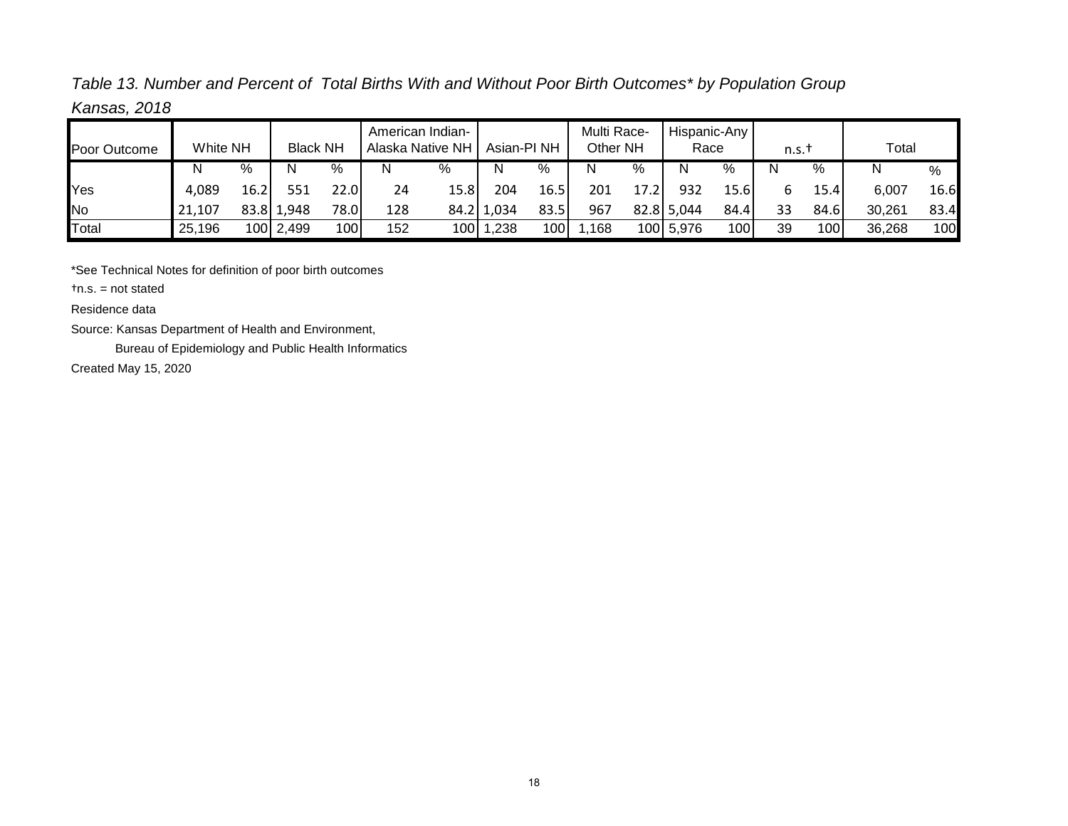*Table 13. Number and Percent of Total Births With and Without Poor Birth Outcomes* by Population Group*

*Kansas, 2018*

| Poor Outcome | White NH | | Black NH | | American Indian-Alaska Native NH | | Asian-PI NH | | Multi Race-Other NH | | Hispanic-Any Race | | n.s.† | | Total | |
|---|---|---|---|---|---|---|---|---|---|---|---|---|---|---|---|---|
| | N | % | N | % | N | % | N | % | N | % | N | % | N | % | N | % |
| Yes | 4,089 | 16.2 | 551 | 22.0 | 24 | 15.8 | 204 | 16.5 | 201 | 17.2 | 932 | 15.6 | 6 | 15.4 | 6,007 | 16.6 |
| No | 21,107 | 83.8 | 1,948 | 78.0 | 128 | 84.2 | 1,034 | 83.5 | 967 | 82.8 | 5,044 | 84.4 | 33 | 84.6 | 30,261 | 83.4 |
| Total | 25,196 | 100 | 2,499 | 100 | 152 | 100 | 1,238 | 100 | 1,168 | 100 | 5,976 | 100 | 39 | 100 | 36,268 | 100 |

*See Technical Notes for definition of poor birth outcomes

†n.s. = not stated

Residence data

Source: Kansas Department of Health and Environment,

Bureau of Epidemiology and Public Health Informatics

Created May 15, 2020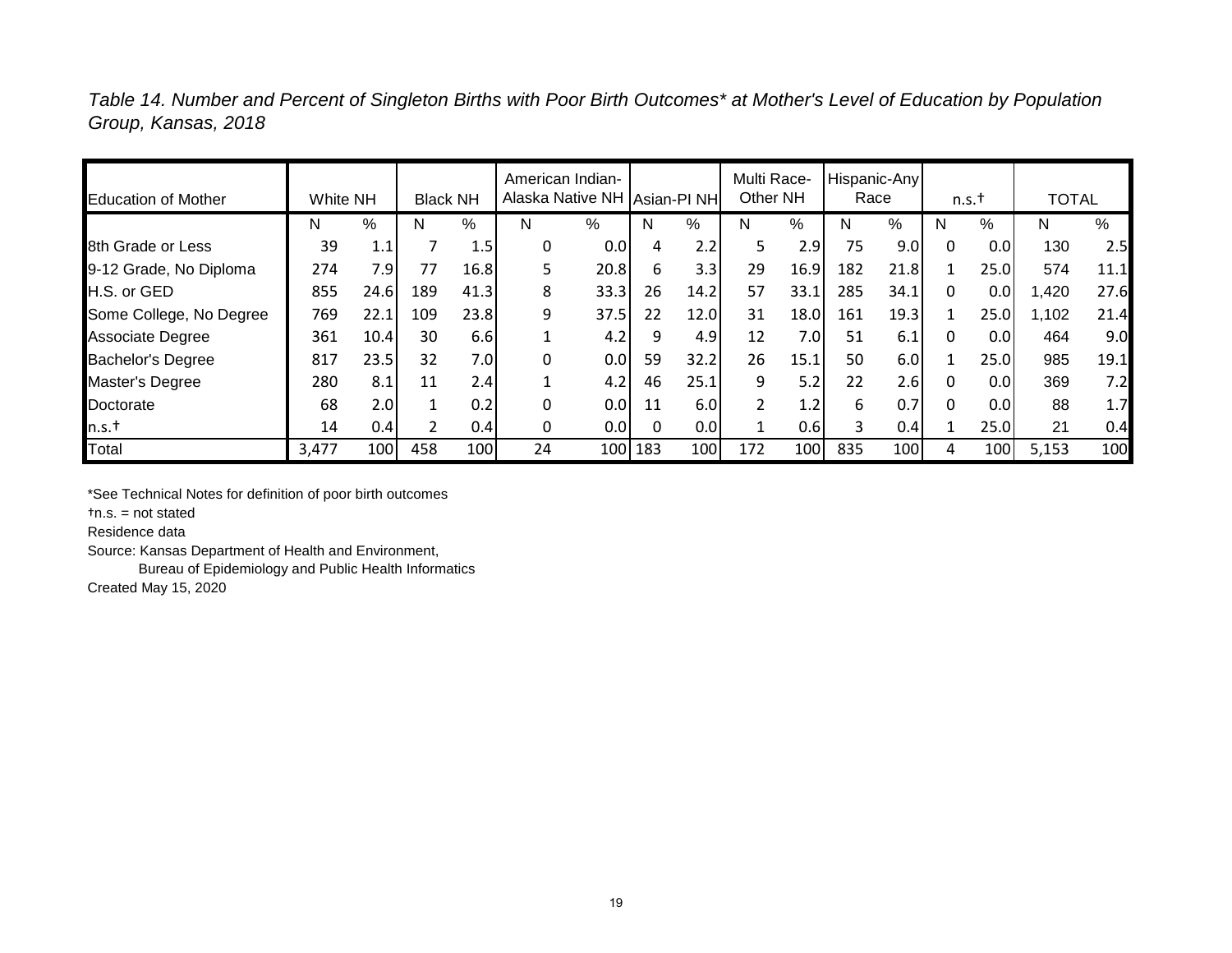*Table 14. Number and Percent of Singleton Births with Poor Birth Outcomes* at Mother's Level of Education by Population Group, Kansas, 2018*

| Education of Mother | White NH | | Black NH | | American Indian-Alaska Native NH | | Asian-PI NH | | Multi Race-Other NH | | Hispanic-Any Race | | n.s.† | | TOTAL | |
|---|---|---|---|---|---|---|---|---|---|---|---|---|---|---|---|---|
| | N | % | N | % | N | % | N | % | N | % | N | % | N | % | N | % |
| 8th Grade or Less | 39 | 1.1 | 7 | 1.5 | 0 | 0.0 | 4 | 2.2 | 5 | 2.9 | 75 | 9.0 | 0 | 0.0 | 130 | 2.5 |
| 9-12 Grade, No Diploma | 274 | 7.9 | 77 | 16.8 | 5 | 20.8 | 6 | 3.3 | 29 | 16.9 | 182 | 21.8 | 1 | 25.0 | 574 | 11.1 |
| H.S. or GED | 855 | 24.6 | 189 | 41.3 | 8 | 33.3 | 26 | 14.2 | 57 | 33.1 | 285 | 34.1 | 0 | 0.0 | 1,420 | 27.6 |
| Some College, No Degree | 769 | 22.1 | 109 | 23.8 | 9 | 37.5 | 22 | 12.0 | 31 | 18.0 | 161 | 19.3 | 1 | 25.0 | 1,102 | 21.4 |
| Associate Degree | 361 | 10.4 | 30 | 6.6 | 1 | 4.2 | 9 | 4.9 | 12 | 7.0 | 51 | 6.1 | 0 | 0.0 | 464 | 9.0 |
| Bachelor's Degree | 817 | 23.5 | 32 | 7.0 | 0 | 0.0 | 59 | 32.2 | 26 | 15.1 | 50 | 6.0 | 1 | 25.0 | 985 | 19.1 |
| Master's Degree | 280 | 8.1 | 11 | 2.4 | 1 | 4.2 | 46 | 25.1 | 9 | 5.2 | 22 | 2.6 | 0 | 0.0 | 369 | 7.2 |
| Doctorate | 68 | 2.0 | 1 | 0.2 | 0 | 0.0 | 11 | 6.0 | 2 | 1.2 | 6 | 0.7 | 0 | 0.0 | 88 | 1.7 |
| n.s.† | 14 | 0.4 | 2 | 0.4 | 0 | 0.0 | 0 | 0.0 | 1 | 0.6 | 3 | 0.4 | 1 | 25.0 | 21 | 0.4 |
| Total | 3,477 | 100 | 458 | 100 | 24 | 100 | 183 | 100 | 172 | 100 | 835 | 100 | 4 | 100 | 5,153 | 100 |

*See Technical Notes for definition of poor birth outcomes

†n.s. = not stated

Residence data

Source: Kansas Department of Health and Environment,
Bureau of Epidemiology and Public Health Informatics

Created May 15, 2020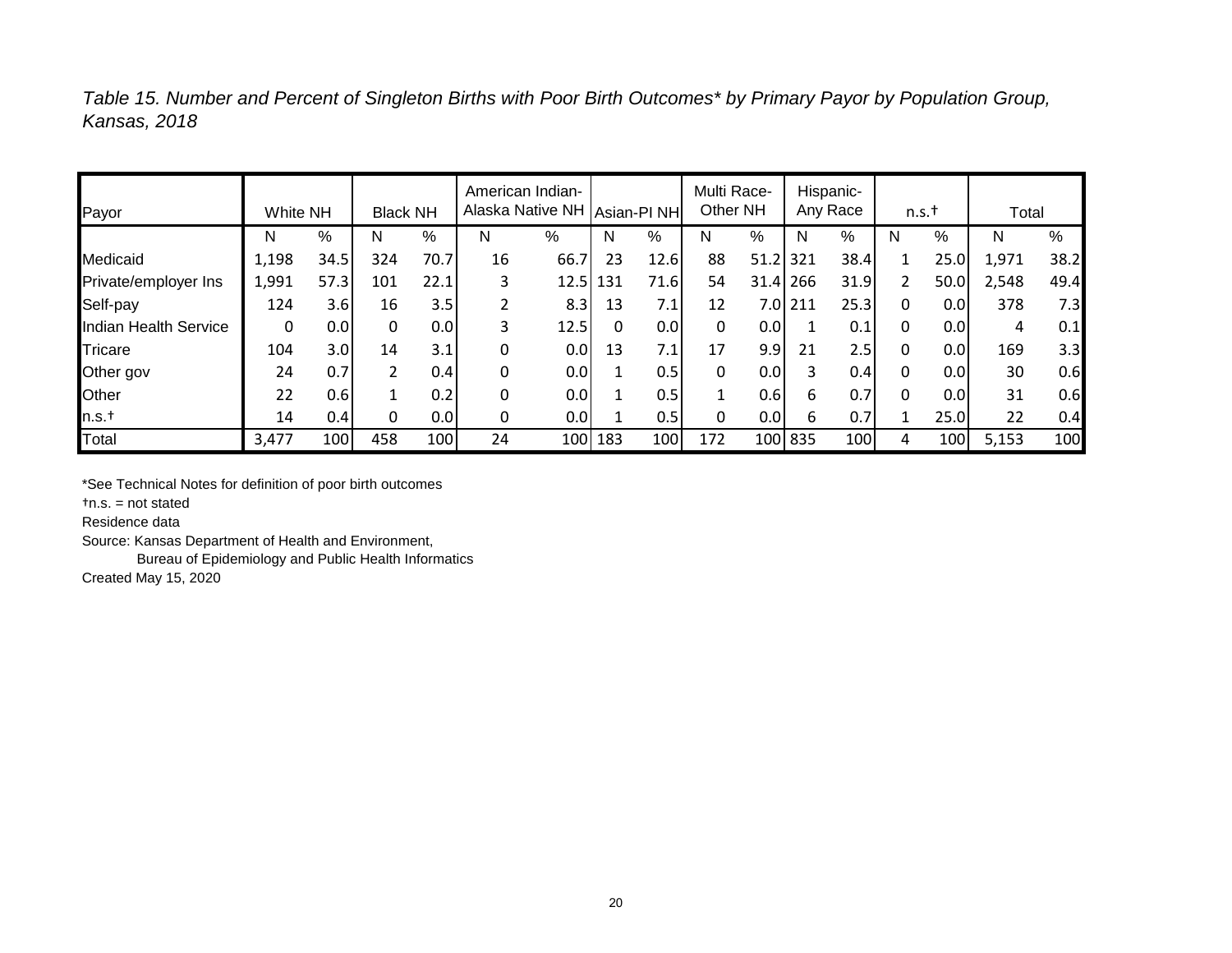*Table 15. Number and Percent of Singleton Births with Poor Birth Outcomes* by Primary Payor by Population Group, Kansas, 2018*

| Payor | White NH | | Black NH | | American Indian-Alaska Native NH | | Asian-PI NH | | Multi Race-Other NH | | Hispanic-Any Race | | n.s.† | | Total | |
|---|---|---|---|---|---|---|---|---|---|---|---|---|---|---|---|---|
| | N | % | N | % | N | % | N | % | N | % | N | % | N | % | N | % |
| Medicaid | 1,198 | 34.5 | 324 | 70.7 | 16 | 66.7 | 23 | 12.6 | 88 | 51.2 | 321 | 38.4 | 1 | 25.0 | 1,971 | 38.2 |
| Private/employer Ins | 1,991 | 57.3 | 101 | 22.1 | 3 | 12.5 | 131 | 71.6 | 54 | 31.4 | 266 | 31.9 | 2 | 50.0 | 2,548 | 49.4 |
| Self-pay | 124 | 3.6 | 16 | 3.5 | 2 | 8.3 | 13 | 7.1 | 12 | 7.0 | 211 | 25.3 | 0 | 0.0 | 378 | 7.3 |
| Indian Health Service | 0 | 0.0 | 0 | 0.0 | 3 | 12.5 | 0 | 0.0 | 0 | 0.0 | 1 | 0.1 | 0 | 0.0 | 4 | 0.1 |
| Tricare | 104 | 3.0 | 14 | 3.1 | 0 | 0.0 | 13 | 7.1 | 17 | 9.9 | 21 | 2.5 | 0 | 0.0 | 169 | 3.3 |
| Other gov | 24 | 0.7 | 2 | 0.4 | 0 | 0.0 | 1 | 0.5 | 0 | 0.0 | 3 | 0.4 | 0 | 0.0 | 30 | 0.6 |
| Other | 22 | 0.6 | 1 | 0.2 | 0 | 0.0 | 1 | 0.5 | 1 | 0.6 | 6 | 0.7 | 0 | 0.0 | 31 | 0.6 |
| n.s.† | 14 | 0.4 | 0 | 0.0 | 0 | 0.0 | 1 | 0.5 | 0 | 0.0 | 6 | 0.7 | 1 | 25.0 | 22 | 0.4 |
| Total | 3,477 | 100 | 458 | 100 | 24 | 100 | 183 | 100 | 172 | 100 | 835 | 100 | 4 | 100 | 5,153 | 100 |

*See Technical Notes for definition of poor birth outcomes

†n.s. = not stated

Residence data

Source: Kansas Department of Health and Environment,
Bureau of Epidemiology and Public Health Informatics

Created May 15, 2020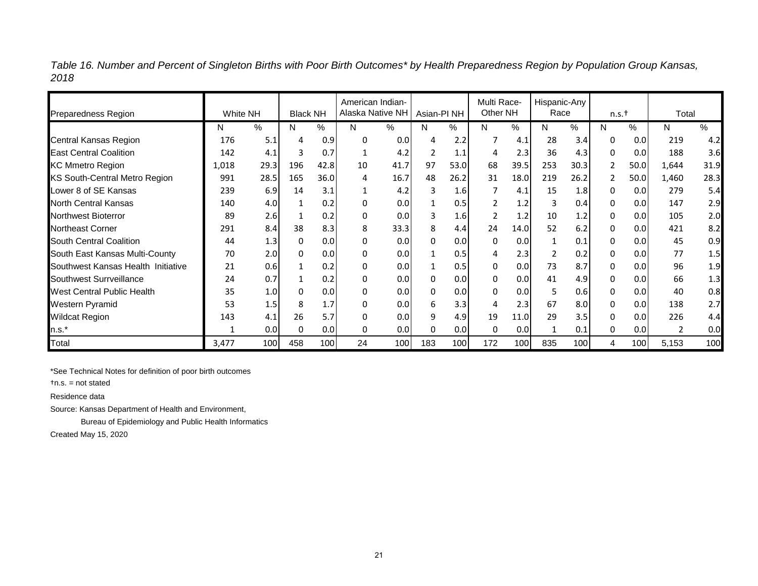*Table 16. Number and Percent of Singleton Births with Poor Birth Outcomes* by Health Preparedness Region by Population Group Kansas, 2018*

| Preparedness Region | White NH | | Black NH | | American Indian-Alaska Native NH | | Asian-PI NH | | Multi Race-Other NH | | Hispanic-Any Race | | n.s.† | | Total | |
|---|---|---|---|---|---|---|---|---|---|---|---|---|---|---|---|---|
| | N | % | N | % | N | % | N | % | N | % | N | % | N | % | N | % |
| Central Kansas Region | 176 | 5.1 | 4 | 0.9 | 0 | 0.0 | 4 | 2.2 | 7 | 4.1 | 28 | 3.4 | 0 | 0.0 | 219 | 4.2 |
| East Central Coalition | 142 | 4.1 | 3 | 0.7 | 1 | 4.2 | 2 | 1.1 | 4 | 2.3 | 36 | 4.3 | 0 | 0.0 | 188 | 3.6 |
| KC Mmetro Region | 1,018 | 29.3 | 196 | 42.8 | 10 | 41.7 | 97 | 53.0 | 68 | 39.5 | 253 | 30.3 | 2 | 50.0 | 1,644 | 31.9 |
| KS South-Central Metro Region | 991 | 28.5 | 165 | 36.0 | 4 | 16.7 | 48 | 26.2 | 31 | 18.0 | 219 | 26.2 | 2 | 50.0 | 1,460 | 28.3 |
| Lower 8 of SE Kansas | 239 | 6.9 | 14 | 3.1 | 1 | 4.2 | 3 | 1.6 | 7 | 4.1 | 15 | 1.8 | 0 | 0.0 | 279 | 5.4 |
| North Central Kansas | 140 | 4.0 | 1 | 0.2 | 0 | 0.0 | 1 | 0.5 | 2 | 1.2 | 3 | 0.4 | 0 | 0.0 | 147 | 2.9 |
| Northwest Bioterror | 89 | 2.6 | 1 | 0.2 | 0 | 0.0 | 3 | 1.6 | 2 | 1.2 | 10 | 1.2 | 0 | 0.0 | 105 | 2.0 |
| Northeast Corner | 291 | 8.4 | 38 | 8.3 | 8 | 33.3 | 8 | 4.4 | 24 | 14.0 | 52 | 6.2 | 0 | 0.0 | 421 | 8.2 |
| South Central Coalition | 44 | 1.3 | 0 | 0.0 | 0 | 0.0 | 0 | 0.0 | 0 | 0.0 | 1 | 0.1 | 0 | 0.0 | 45 | 0.9 |
| South East Kansas Multi-County | 70 | 2.0 | 0 | 0.0 | 0 | 0.0 | 1 | 0.5 | 4 | 2.3 | 2 | 0.2 | 0 | 0.0 | 77 | 1.5 |
| Southwest Kansas Health Initiative | 21 | 0.6 | 1 | 0.2 | 0 | 0.0 | 1 | 0.5 | 0 | 0.0 | 73 | 8.7 | 0 | 0.0 | 96 | 1.9 |
| Southwest Surrveillance | 24 | 0.7 | 1 | 0.2 | 0 | 0.0 | 0 | 0.0 | 0 | 0.0 | 41 | 4.9 | 0 | 0.0 | 66 | 1.3 |
| West Central Public Health | 35 | 1.0 | 0 | 0.0 | 0 | 0.0 | 0 | 0.0 | 0 | 0.0 | 5 | 0.6 | 0 | 0.0 | 40 | 0.8 |
| Western Pyramid | 53 | 1.5 | 8 | 1.7 | 0 | 0.0 | 6 | 3.3 | 4 | 2.3 | 67 | 8.0 | 0 | 0.0 | 138 | 2.7 |
| Wildcat Region | 143 | 4.1 | 26 | 5.7 | 0 | 0.0 | 9 | 4.9 | 19 | 11.0 | 29 | 3.5 | 0 | 0.0 | 226 | 4.4 |
| n.s.* | 1 | 0.0 | 0 | 0.0 | 0 | 0.0 | 0 | 0.0 | 0 | 0.0 | 1 | 0.1 | 0 | 0.0 | 2 | 0.0 |
| Total | 3,477 | 100 | 458 | 100 | 24 | 100 | 183 | 100 | 172 | 100 | 835 | 100 | 4 | 100 | 5,153 | 100 |

*See Technical Notes for definition of poor birth outcomes

†n.s. = not stated

Residence data

Source: Kansas Department of Health and Environment,

Bureau of Epidemiology and Public Health Informatics

Created May 15, 2020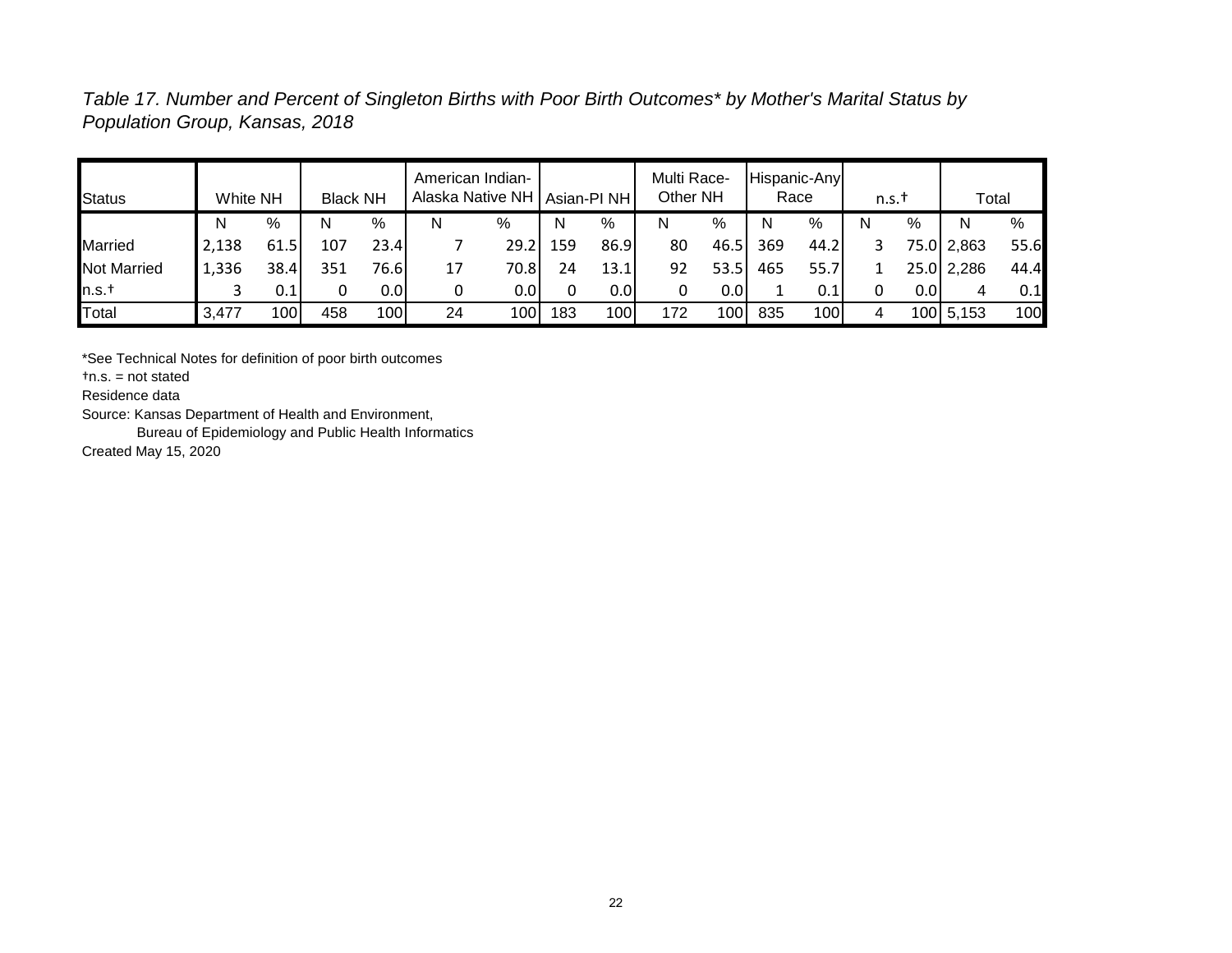*Table 17. Number and Percent of Singleton Births with Poor Birth Outcomes* by Mother's Marital Status by Population Group, Kansas, 2018*

| Status | White NH | | Black NH | | American Indian-Alaska Native NH | | Asian-PI NH | | Multi Race-Other NH | | Hispanic-Any Race | | n.s.† | | Total | |
|---|---|---|---|---|---|---|---|---|---|---|---|---|---|---|---|---|
| | N | % | N | % | N | % | N | % | N | % | N | % | N | % | N | % |
| Married | 2,138 | 61.5 | 107 | 23.4 | 7 | 29.2 | 159 | 86.9 | 80 | 46.5 | 369 | 44.2 | 3 | 75.0 | 2,863 | 55.6 |
| Not Married | 1,336 | 38.4 | 351 | 76.6 | 17 | 70.8 | 24 | 13.1 | 92 | 53.5 | 465 | 55.7 | 1 | 25.0 | 2,286 | 44.4 |
| n.s.† | 3 | 0.1 | 0 | 0.0 | 0 | 0.0 | 0 | 0.0 | 0 | 0.0 | 1 | 0.1 | 0 | 0.0 | 4 | 0.1 |
| Total | 3,477 | 100 | 458 | 100 | 24 | 100 | 183 | 100 | 172 | 100 | 835 | 100 | 4 | 100 | 5,153 | 100 |

*See Technical Notes for definition of poor birth outcomes

†n.s. = not stated

Residence data

Source: Kansas Department of Health and Environment,
Bureau of Epidemiology and Public Health Informatics

Created May 15, 2020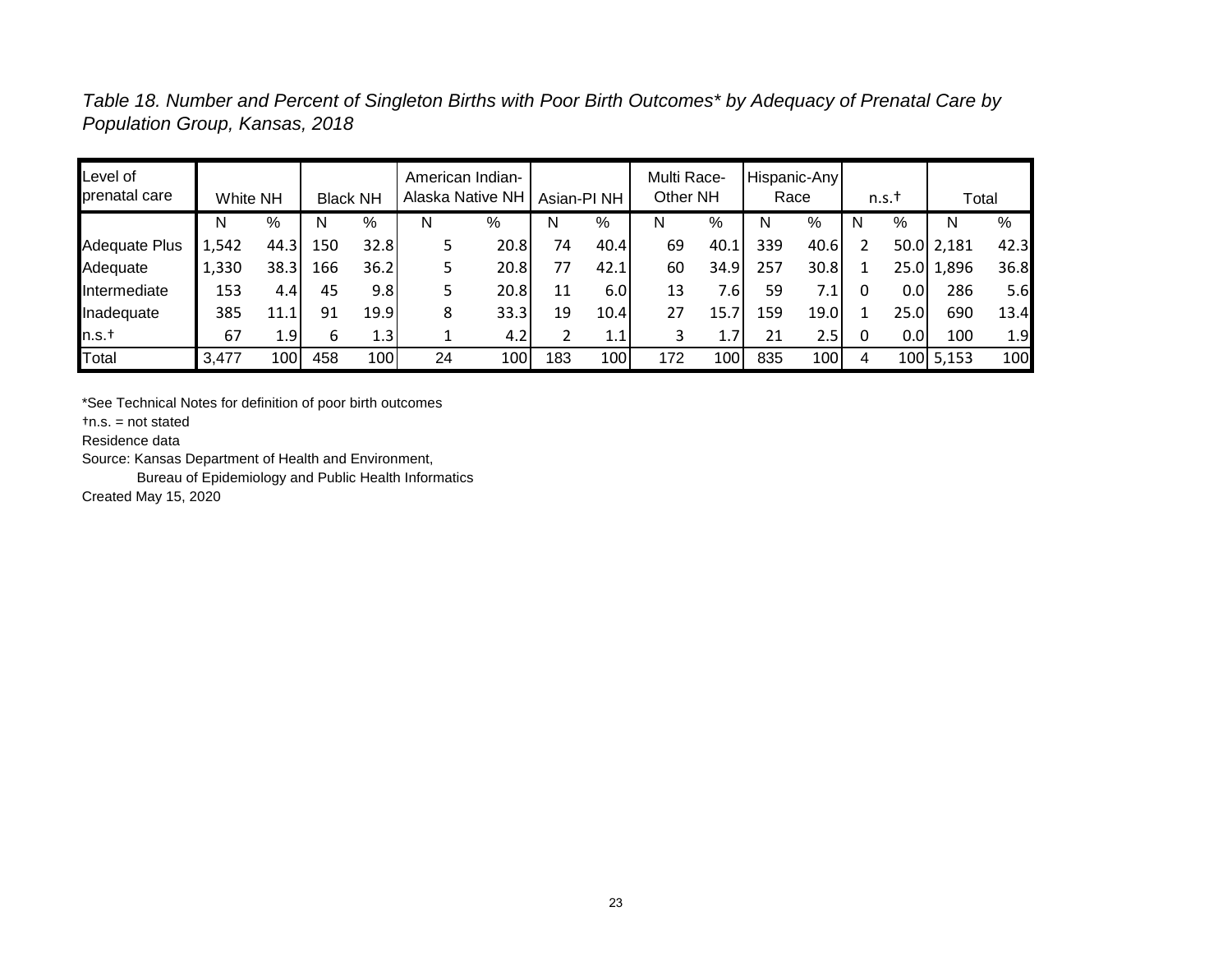*Table 18. Number and Percent of Singleton Births with Poor Birth Outcomes\* by Adequacy of Prenatal Care by Population Group, Kansas, 2018*

| Level of prenatal care | White NH | | Black NH | | American Indian-Alaska Native NH | | Asian-PI NH | | Multi Race-Other NH | | Hispanic-Any Race | | n.s.† | | Total | |
|---|---|---|---|---|---|---|---|---|---|---|---|---|---|---|---|---|
| | N | % | N | % | N | % | N | % | N | % | N | % | N | % | N | % |
| Adequate Plus | 1,542 | 44.3 | 150 | 32.8 | 5 | 20.8 | 74 | 40.4 | 69 | 40.1 | 339 | 40.6 | 2 | 50.0 | 2,181 | 42.3 |
| Adequate | 1,330 | 38.3 | 166 | 36.2 | 5 | 20.8 | 77 | 42.1 | 60 | 34.9 | 257 | 30.8 | 1 | 25.0 | 1,896 | 36.8 |
| Intermediate | 153 | 4.4 | 45 | 9.8 | 5 | 20.8 | 11 | 6.0 | 13 | 7.6 | 59 | 7.1 | 0 | 0.0 | 286 | 5.6 |
| Inadequate | 385 | 11.1 | 91 | 19.9 | 8 | 33.3 | 19 | 10.4 | 27 | 15.7 | 159 | 19.0 | 1 | 25.0 | 690 | 13.4 |
| n.s.† | 67 | 1.9 | 6 | 1.3 | 1 | 4.2 | 2 | 1.1 | 3 | 1.7 | 21 | 2.5 | 0 | 0.0 | 100 | 1.9 |
| Total | 3,477 | 100 | 458 | 100 | 24 | 100 | 183 | 100 | 172 | 100 | 835 | 100 | 4 | 100 | 5,153 | 100 |

*See Technical Notes for definition of poor birth outcomes

†n.s. = not stated

Residence data

Source: Kansas Department of Health and Environment,
Bureau of Epidemiology and Public Health Informatics

Created May 15, 2020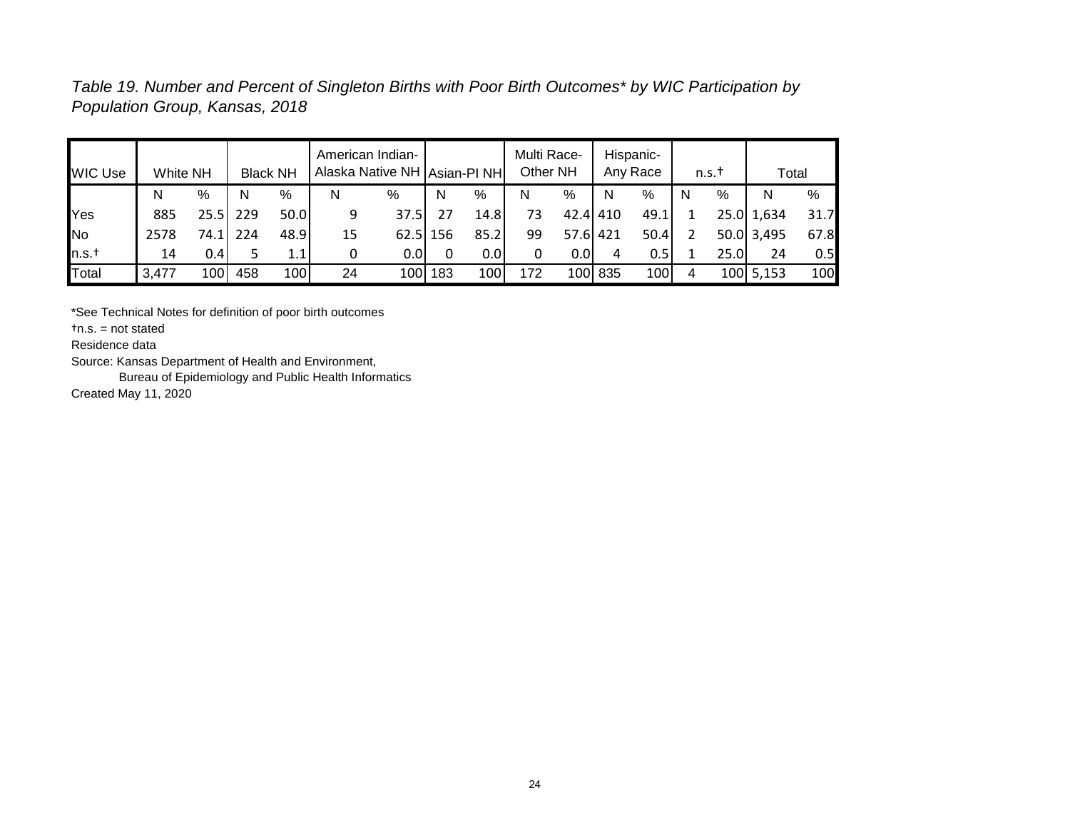*Table 19. Number and Percent of Singleton Births with Poor Birth Outcomes* by WIC Participation by Population Group, Kansas, 2018*

| WIC Use | White NH | | Black NH | | American Indian-Alaska Native NH | | Asian-PI NH | | Multi Race-Other NH | | Hispanic-Any Race | | n.s.† | | Total | |
|---|---|---|---|---|---|---|---|---|---|---|---|---|---|---|---|---|
| | N | % | N | % | N | % | N | % | N | % | N | % | N | % | N | % |
| Yes | 885 | 25.5 | 229 | 50.0 | 9 | 37.5 | 27 | 14.8 | 73 | 42.4 | 410 | 49.1 | 1 | 25.0 | 1,634 | 31.7 |
| No | 2578 | 74.1 | 224 | 48.9 | 15 | 62.5 | 156 | 85.2 | 99 | 57.6 | 421 | 50.4 | 2 | 50.0 | 3,495 | 67.8 |
| n.s.† | 14 | 0.4 | 5 | 1.1 | 0 | 0.0 | 0 | 0.0 | 0 | 0.0 | 4 | 0.5 | 1 | 25.0 | 24 | 0.5 |
| Total | 3,477 | 100 | 458 | 100 | 24 | 100 | 183 | 100 | 172 | 100 | 835 | 100 | 4 | 100 | 5,153 | 100 |

*See Technical Notes for definition of poor birth outcomes

†n.s. = not stated

Residence data

Source: Kansas Department of Health and Environment,
Bureau of Epidemiology and Public Health Informatics

Created May 11, 2020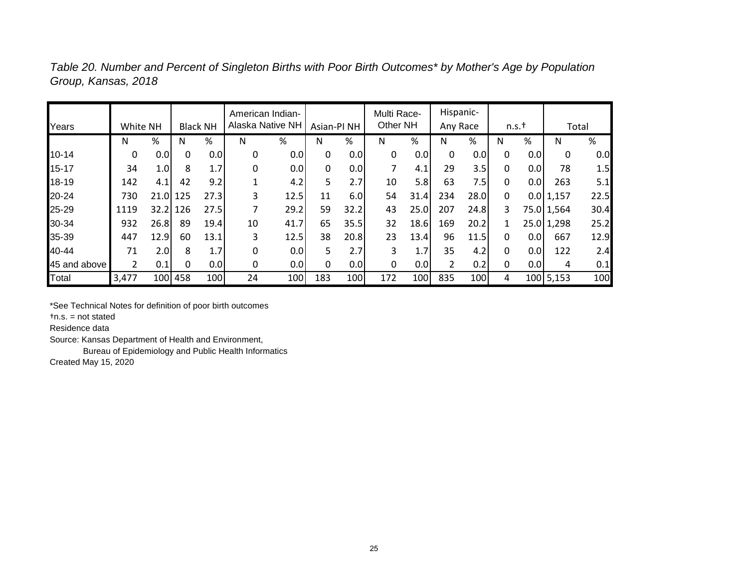*Table 20. Number and Percent of Singleton Births with Poor Birth Outcomes\* by Mother's Age by Population Group, Kansas, 2018*

| Years | White NH | | Black NH | | American Indian-Alaska Native NH | | Asian-PI NH | | Multi Race-Other NH | | Hispanic-Any Race | | n.s.† | | Total | |
|---|---|---|---|---|---|---|---|---|---|---|---|---|---|---|---|---|
| | N | % | N | % | N | % | N | % | N | % | N | % | N | % | N | % |
| 10-14 | 0 | 0.0 | 0 | 0.0 | 0 | 0.0 | 0 | 0.0 | 0 | 0.0 | 0 | 0.0 | 0 | 0.0 | 0 | 0.0 |
| 15-17 | 34 | 1.0 | 8 | 1.7 | 0 | 0.0 | 0 | 0.0 | 7 | 4.1 | 29 | 3.5 | 0 | 0.0 | 78 | 1.5 |
| 18-19 | 142 | 4.1 | 42 | 9.2 | 1 | 4.2 | 5 | 2.7 | 10 | 5.8 | 63 | 7.5 | 0 | 0.0 | 263 | 5.1 |
| 20-24 | 730 | 21.0 | 125 | 27.3 | 3 | 12.5 | 11 | 6.0 | 54 | 31.4 | 234 | 28.0 | 0 | 0.0 | 1,157 | 22.5 |
| 25-29 | 1119 | 32.2 | 126 | 27.5 | 7 | 29.2 | 59 | 32.2 | 43 | 25.0 | 207 | 24.8 | 3 | 75.0 | 1,564 | 30.4 |
| 30-34 | 932 | 26.8 | 89 | 19.4 | 10 | 41.7 | 65 | 35.5 | 32 | 18.6 | 169 | 20.2 | 1 | 25.0 | 1,298 | 25.2 |
| 35-39 | 447 | 12.9 | 60 | 13.1 | 3 | 12.5 | 38 | 20.8 | 23 | 13.4 | 96 | 11.5 | 0 | 0.0 | 667 | 12.9 |
| 40-44 | 71 | 2.0 | 8 | 1.7 | 0 | 0.0 | 5 | 2.7 | 3 | 1.7 | 35 | 4.2 | 0 | 0.0 | 122 | 2.4 |
| 45 and above | 2 | 0.1 | 0 | 0.0 | 0 | 0.0 | 0 | 0.0 | 0 | 0.0 | 2 | 0.2 | 0 | 0.0 | 4 | 0.1 |
| Total | 3,477 | 100 | 458 | 100 | 24 | 100 | 183 | 100 | 172 | 100 | 835 | 100 | 4 | 100 | 5,153 | 100 |

*See Technical Notes for definition of poor birth outcomes

†n.s. = not stated

Residence data

Source: Kansas Department of Health and Environment,

Bureau of Epidemiology and Public Health Informatics

Created May 15, 2020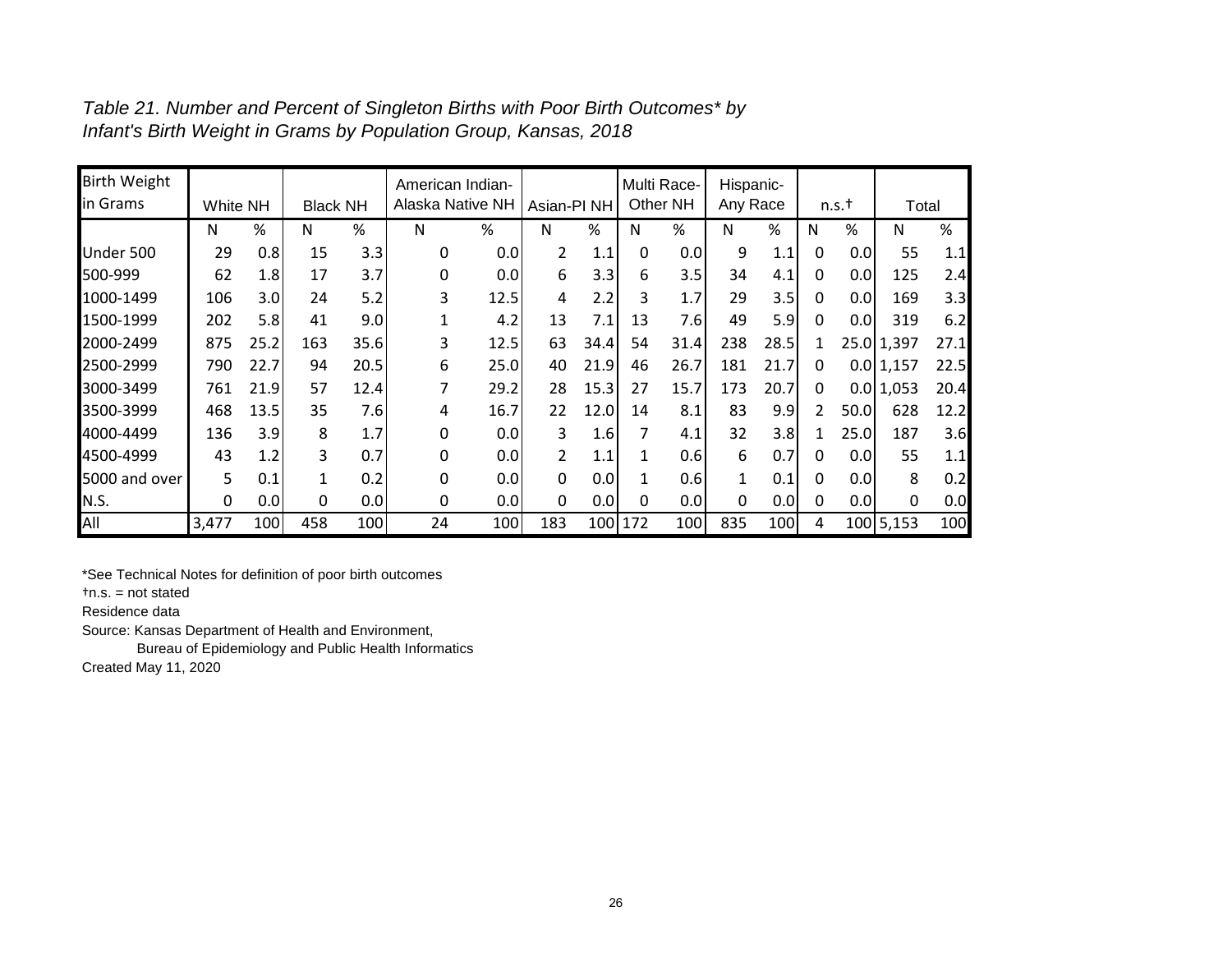*Table 21. Number and Percent of Singleton Births with Poor Birth Outcomes* by Infant's Birth Weight in Grams by Population Group, Kansas, 2018*

| Birth Weight in Grams | White NH | | Black NH | | American Indian-Alaska Native NH | | Asian-PI NH | | Multi Race-Other NH | | Hispanic-Any Race | | n.s.† | | Total | |
|---|---|---|---|---|---|---|---|---|---|---|---|---|---|---|---|---|
| | N | % | N | % | N | % | N | % | N | % | N | % | N | % | N | % |
| Under 500 | 29 | 0.8 | 15 | 3.3 | 0 | 0.0 | 2 | 1.1 | 0 | 0.0 | 9 | 1.1 | 0 | 0.0 | 55 | 1.1 |
| 500-999 | 62 | 1.8 | 17 | 3.7 | 0 | 0.0 | 6 | 3.3 | 6 | 3.5 | 34 | 4.1 | 0 | 0.0 | 125 | 2.4 |
| 1000-1499 | 106 | 3.0 | 24 | 5.2 | 3 | 12.5 | 4 | 2.2 | 3 | 1.7 | 29 | 3.5 | 0 | 0.0 | 169 | 3.3 |
| 1500-1999 | 202 | 5.8 | 41 | 9.0 | 1 | 4.2 | 13 | 7.1 | 13 | 7.6 | 49 | 5.9 | 0 | 0.0 | 319 | 6.2 |
| 2000-2499 | 875 | 25.2 | 163 | 35.6 | 3 | 12.5 | 63 | 34.4 | 54 | 31.4 | 238 | 28.5 | 1 | 25.0 | 1,397 | 27.1 |
| 2500-2999 | 790 | 22.7 | 94 | 20.5 | 6 | 25.0 | 40 | 21.9 | 46 | 26.7 | 181 | 21.7 | 0 | 0.0 | 1,157 | 22.5 |
| 3000-3499 | 761 | 21.9 | 57 | 12.4 | 7 | 29.2 | 28 | 15.3 | 27 | 15.7 | 173 | 20.7 | 0 | 0.0 | 1,053 | 20.4 |
| 3500-3999 | 468 | 13.5 | 35 | 7.6 | 4 | 16.7 | 22 | 12.0 | 14 | 8.1 | 83 | 9.9 | 2 | 50.0 | 628 | 12.2 |
| 4000-4499 | 136 | 3.9 | 8 | 1.7 | 0 | 0.0 | 3 | 1.6 | 7 | 4.1 | 32 | 3.8 | 1 | 25.0 | 187 | 3.6 |
| 4500-4999 | 43 | 1.2 | 3 | 0.7 | 0 | 0.0 | 2 | 1.1 | 1 | 0.6 | 6 | 0.7 | 0 | 0.0 | 55 | 1.1 |
| 5000 and over | 5 | 0.1 | 1 | 0.2 | 0 | 0.0 | 0 | 0.0 | 1 | 0.6 | 1 | 0.1 | 0 | 0.0 | 8 | 0.2 |
| N.S. | 0 | 0.0 | 0 | 0.0 | 0 | 0.0 | 0 | 0.0 | 0 | 0.0 | 0 | 0.0 | 0 | 0.0 | 0 | 0.0 |
| All | 3,477 | 100 | 458 | 100 | 24 | 100 | 183 | 100 | 172 | 100 | 835 | 100 | 4 | 100 | 5,153 | 100 |

*See Technical Notes for definition of poor birth outcomes
†n.s. = not stated
Residence data
Source: Kansas Department of Health and Environment,
Bureau of Epidemiology and Public Health Informatics
Created May 11, 2020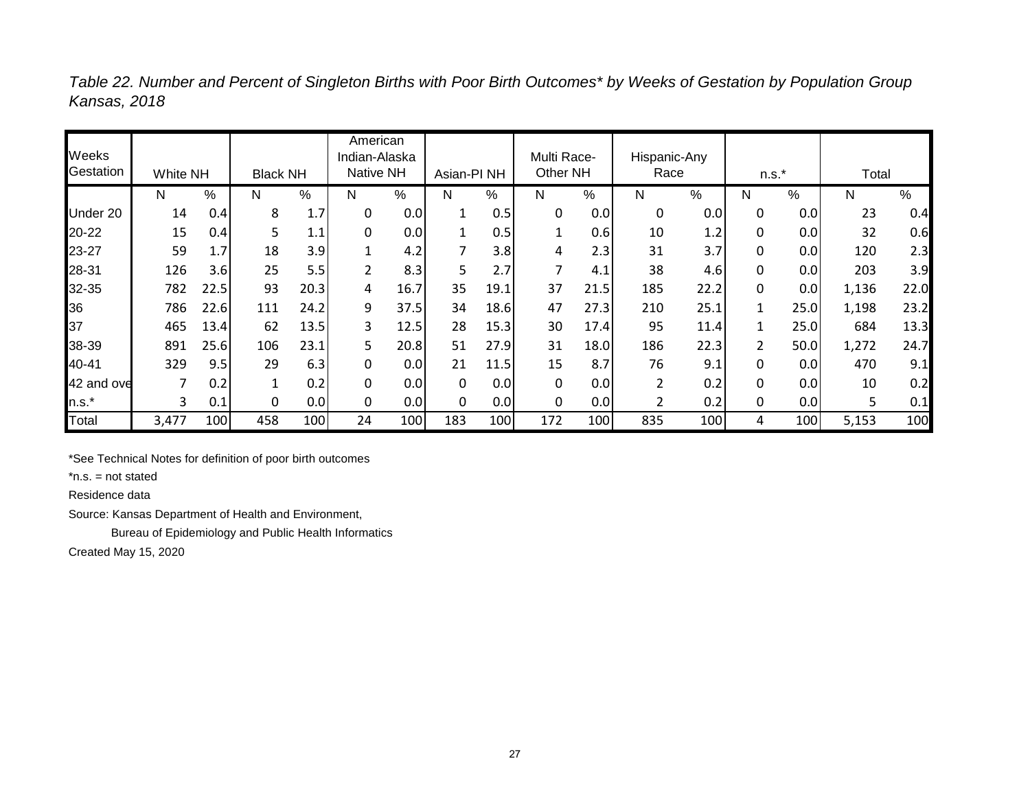*Table 22. Number and Percent of Singleton Births with Poor Birth Outcomes\* by Weeks of Gestation by Population Group Kansas, 2018*

| Weeks Gestation | White NH | | Black NH | | American Indian-Alaska Native NH | | Asian-PI NH | | Multi Race-Other NH | | Hispanic-Any Race | | n.s.* | | Total | |
|---|---|---|---|---|---|---|---|---|---|---|---|---|---|---|---|---|
| | N | % | N | % | N | % | N | % | N | % | N | % | N | % | N | % |
| Under 20 | 14 | 0.4 | 8 | 1.7 | 0 | 0.0 | 1 | 0.5 | 0 | 0.0 | 0 | 0.0 | 0 | 0.0 | 23 | 0.4 |
| 20-22 | 15 | 0.4 | 5 | 1.1 | 0 | 0.0 | 1 | 0.5 | 1 | 0.6 | 10 | 1.2 | 0 | 0.0 | 32 | 0.6 |
| 23-27 | 59 | 1.7 | 18 | 3.9 | 1 | 4.2 | 7 | 3.8 | 4 | 2.3 | 31 | 3.7 | 0 | 0.0 | 120 | 2.3 |
| 28-31 | 126 | 3.6 | 25 | 5.5 | 2 | 8.3 | 5 | 2.7 | 7 | 4.1 | 38 | 4.6 | 0 | 0.0 | 203 | 3.9 |
| 32-35 | 782 | 22.5 | 93 | 20.3 | 4 | 16.7 | 35 | 19.1 | 37 | 21.5 | 185 | 22.2 | 0 | 0.0 | 1,136 | 22.0 |
| 36 | 786 | 22.6 | 111 | 24.2 | 9 | 37.5 | 34 | 18.6 | 47 | 27.3 | 210 | 25.1 | 1 | 25.0 | 1,198 | 23.2 |
| 37 | 465 | 13.4 | 62 | 13.5 | 3 | 12.5 | 28 | 15.3 | 30 | 17.4 | 95 | 11.4 | 1 | 25.0 | 684 | 13.3 |
| 38-39 | 891 | 25.6 | 106 | 23.1 | 5 | 20.8 | 51 | 27.9 | 31 | 18.0 | 186 | 22.3 | 2 | 50.0 | 1,272 | 24.7 |
| 40-41 | 329 | 9.5 | 29 | 6.3 | 0 | 0.0 | 21 | 11.5 | 15 | 8.7 | 76 | 9.1 | 0 | 0.0 | 470 | 9.1 |
| 42 and ove | 7 | 0.2 | 1 | 0.2 | 0 | 0.0 | 0 | 0.0 | 0 | 0.0 | 2 | 0.2 | 0 | 0.0 | 10 | 0.2 |
| n.s.* | 3 | 0.1 | 0 | 0.0 | 0 | 0.0 | 0 | 0.0 | 0 | 0.0 | 2 | 0.2 | 0 | 0.0 | 5 | 0.1 |
| Total | 3,477 | 100 | 458 | 100 | 24 | 100 | 183 | 100 | 172 | 100 | 835 | 100 | 4 | 100 | 5,153 | 100 |

*See Technical Notes for definition of poor birth outcomes

*n.s. = not stated

Residence data

Source: Kansas Department of Health and Environment,

Bureau of Epidemiology and Public Health Informatics

Created May 15, 2020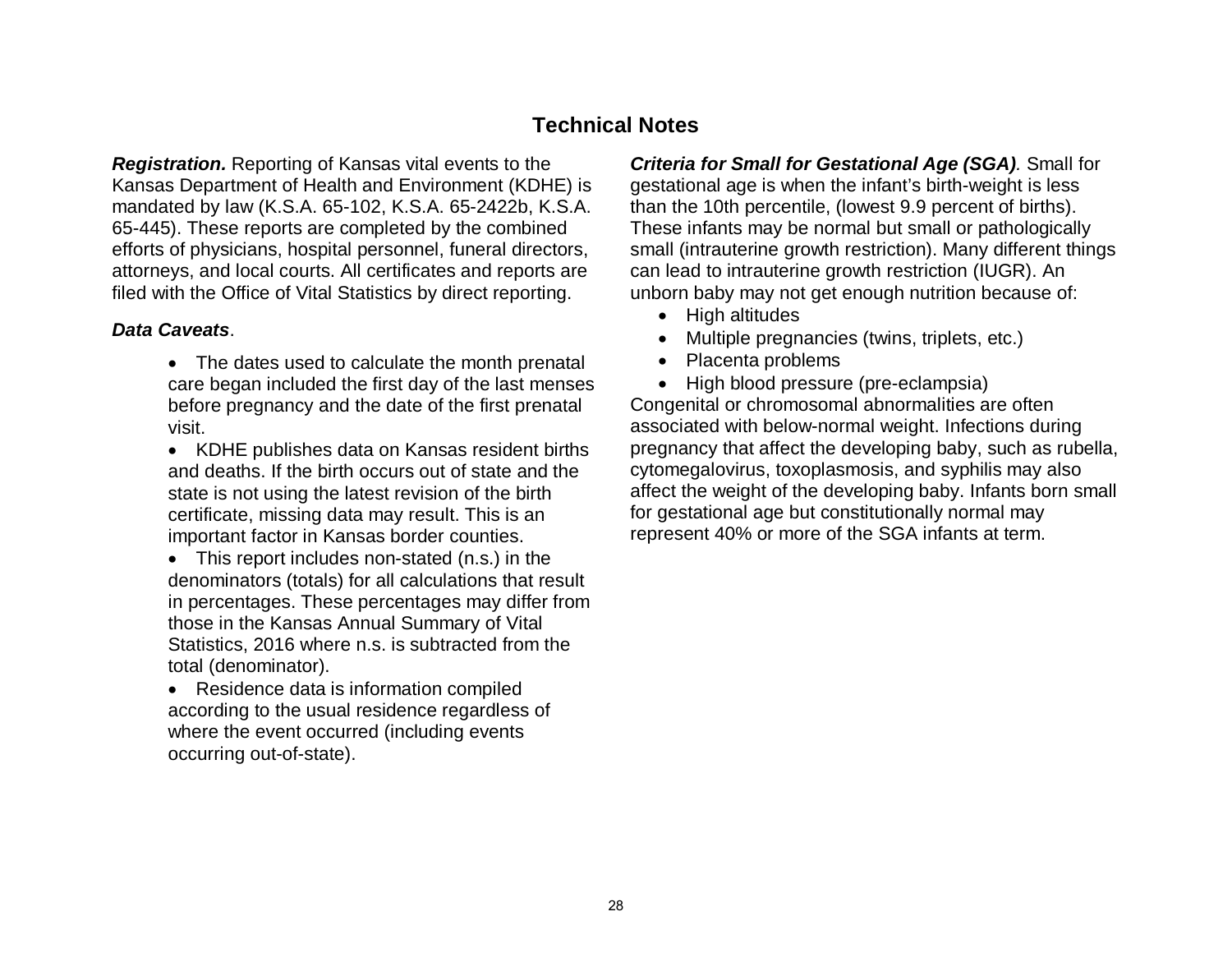## Technical Notes

***Registration.*** Reporting of Kansas vital events to the Kansas Department of Health and Environment (KDHE) is mandated by law (K.S.A. 65-102, K.S.A. 65-2422b, K.S.A. 65-445). These reports are completed by the combined efforts of physicians, hospital personnel, funeral directors, attorneys, and local courts. All certificates and reports are filed with the Office of Vital Statistics by direct reporting.

***Data Caveats***.

- The dates used to calculate the month prenatal care began included the first day of the last menses before pregnancy and the date of the first prenatal visit.
- KDHE publishes data on Kansas resident births and deaths. If the birth occurs out of state and the state is not using the latest revision of the birth certificate, missing data may result. This is an important factor in Kansas border counties.
- This report includes non-stated (n.s.) in the denominators (totals) for all calculations that result in percentages. These percentages may differ from those in the Kansas Annual Summary of Vital Statistics, 2016 where n.s. is subtracted from the total (denominator).
- Residence data is information compiled according to the usual residence regardless of where the event occurred (including events occurring out-of-state).

***Criteria for Small for Gestational Age (SGA)***. Small for gestational age is when the infant's birth-weight is less than the 10th percentile, (lowest 9.9 percent of births). These infants may be normal but small or pathologically small (intrauterine growth restriction). Many different things can lead to intrauterine growth restriction (IUGR). An unborn baby may not get enough nutrition because of:

- High altitudes
- Multiple pregnancies (twins, triplets, etc.)
- Placenta problems
- High blood pressure (pre-eclampsia)

Congenital or chromosomal abnormalities are often associated with below-normal weight. Infections during pregnancy that affect the developing baby, such as rubella, cytomegalovirus, toxoplasmosis, and syphilis may also affect the weight of the developing baby. Infants born small for gestational age but constitutionally normal may represent 40% or more of the SGA infants at term.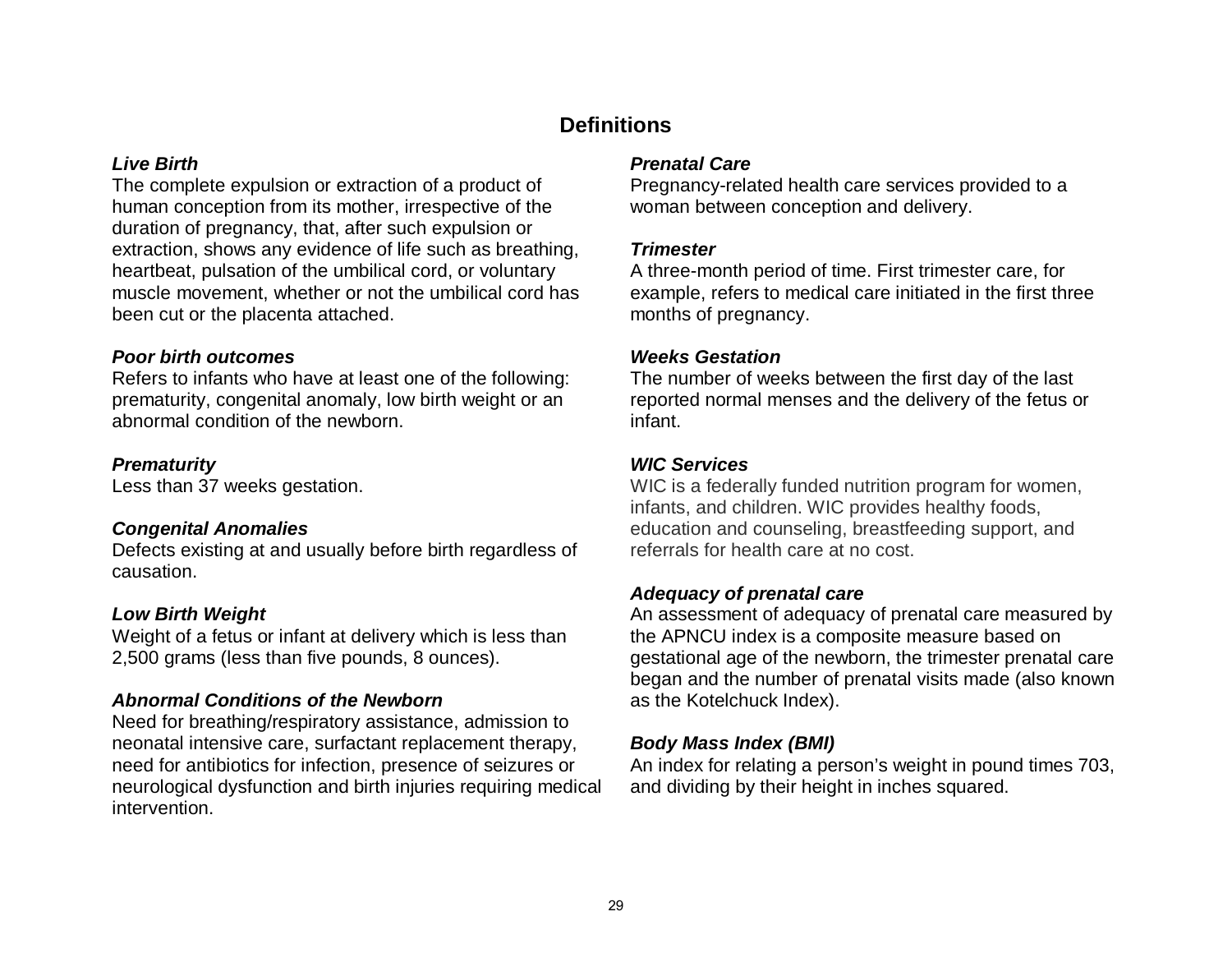## Definitions

***Live Birth***
The complete expulsion or extraction of a product of human conception from its mother, irrespective of the duration of pregnancy, that, after such expulsion or extraction, shows any evidence of life such as breathing, heartbeat, pulsation of the umbilical cord, or voluntary muscle movement, whether or not the umbilical cord has been cut or the placenta attached.

***Poor birth outcomes***
Refers to infants who have at least one of the following: prematurity, congenital anomaly, low birth weight or an abnormal condition of the newborn.

***Prematurity***
Less than 37 weeks gestation.

***Congenital Anomalies***
Defects existing at and usually before birth regardless of causation.

***Low Birth Weight***
Weight of a fetus or infant at delivery which is less than 2,500 grams (less than five pounds, 8 ounces).

***Abnormal Conditions of the Newborn***
Need for breathing/respiratory assistance, admission to neonatal intensive care, surfactant replacement therapy, need for antibiotics for infection, presence of seizures or neurological dysfunction and birth injuries requiring medical intervention.

***Prenatal Care***
Pregnancy-related health care services provided to a woman between conception and delivery.

***Trimester***
A three-month period of time. First trimester care, for example, refers to medical care initiated in the first three months of pregnancy.

***Weeks Gestation***
The number of weeks between the first day of the last reported normal menses and the delivery of the fetus or infant.

***WIC Services***
WIC is a federally funded nutrition program for women, infants, and children. WIC provides healthy foods, education and counseling, breastfeeding support, and referrals for health care at no cost.

***Adequacy of prenatal care***
An assessment of adequacy of prenatal care measured by the APNCU index is a composite measure based on gestational age of the newborn, the trimester prenatal care began and the number of prenatal visits made (also known as the Kotelchuck Index).

***Body Mass Index (BMI)***
An index for relating a person's weight in pound times 703, and dividing by their height in inches squared.